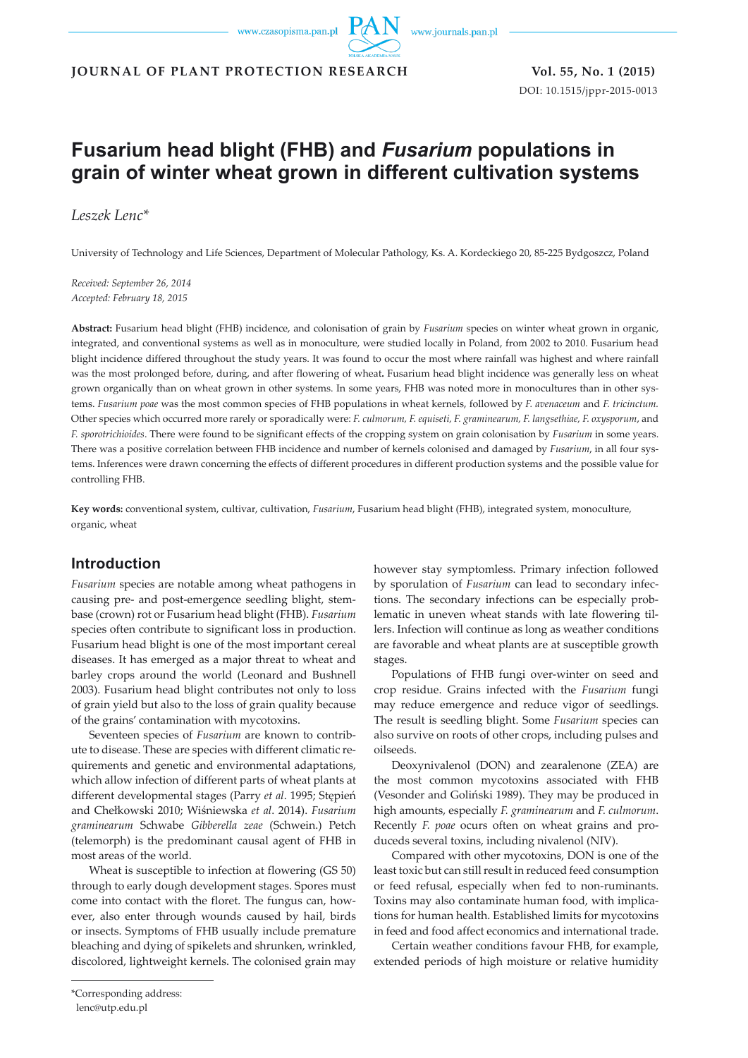# Fusarium head blight (FHB) and *Fusarium* populations in grain of winter wheat grown in different cultivation systems

*Leszek Lenc**

University of Technology and Life Sciences, Department of Molecular Pathology, Ks. A. Kordeckiego 20, 85-225 Bydgoszcz, Poland

*Received: September 26, 2014*
*Accepted: February 18, 2015*

**Abstract:** Fusarium head blight (FHB) incidence, and colonisation of grain by *Fusarium* species on winter wheat grown in organic, integrated, and conventional systems as well as in monoculture, were studied locally in Poland, from 2002 to 2010. Fusarium head blight incidence differed throughout the study years. It was found to occur the most where rainfall was highest and where rainfall was the most prolonged before, during, and after flowering of wheat**.** Fusarium head blight incidence was generally less on wheat grown organically than on wheat grown in other systems. In some years, FHB was noted more in monocultures than in other systems. *Fusarium poae* was the most common species of FHB populations in wheat kernels, followed by *F. avenaceum* and *F. tricinctum.* Other species which occurred more rarely or sporadically were: *F. culmorum, F. equiseti, F. graminearum, F. langsethiae, F. oxysporum*, and *F. sporotrichioides*. There were found to be significant effects of the cropping system on grain colonisation by *Fusarium* in some years. There was a positive correlation between FHB incidence and number of kernels colonised and damaged by *Fusarium*, in all four systems. Inferences were drawn concerning the effects of different procedures in different production systems and the possible value for controlling FHB.

**Key words:** conventional system, cultivar, cultivation, *Fusarium*, Fusarium head blight (FHB), integrated system, monoculture, organic, wheat

## Introduction

*Fusarium* species are notable among wheat pathogens in causing pre- and post-emergence seedling blight, stem-base (crown) rot or Fusarium head blight (FHB). *Fusarium* species often contribute to significant loss in production. Fusarium head blight is one of the most important cereal diseases. It has emerged as a major threat to wheat and barley crops around the world (Leonard and Bushnell 2003). Fusarium head blight contributes not only to loss of grain yield but also to the loss of grain quality because of the grains' contamination with mycotoxins.

Seventeen species of *Fusarium* are known to contribute to disease. These are species with different climatic requirements and genetic and environmental adaptations, which allow infection of different parts of wheat plants at different developmental stages (Parry *et al*. 1995; Stępień and Chełkowski 2010; Wiśniewska *et al*. 2014). *Fusarium graminearum* Schwabe *Gibberella zeae* (Schwein.) Petch (telemorph) is the predominant causal agent of FHB in most areas of the world.

Wheat is susceptible to infection at flowering (GS 50) through to early dough development stages. Spores must come into contact with the floret. The fungus can, however, also enter through wounds caused by hail, birds or insects. Symptoms of FHB usually include premature bleaching and dying of spikelets and shrunken, wrinkled, discolored, lightweight kernels. The colonised grain may however stay symptomless. Primary infection followed by sporulation of *Fusarium* can lead to secondary infections. The secondary infections can be especially problematic in uneven wheat stands with late flowering tillers. Infection will continue as long as weather conditions are favorable and wheat plants are at susceptible growth stages.

Populations of FHB fungi over-winter on seed and crop residue. Grains infected with the *Fusarium* fungi may reduce emergence and reduce vigor of seedlings. The result is seedling blight. Some *Fusarium* species can also survive on roots of other crops, including pulses and oilseeds.

Deoxynivalenol (DON) and zearalenone (ZEA) are the most common mycotoxins associated with FHB (Vesonder and Goliński 1989). They may be produced in high amounts, especially *F. graminearum* and *F. culmorum*. Recently *F. poae* ocurs often on wheat grains and produceds several toxins, including nivalenol (NIV).

Compared with other mycotoxins, DON is one of the least toxic but can still result in reduced feed consumption or feed refusal, especially when fed to non-ruminants. Toxins may also contaminate human food, with implications for human health. Established limits for mycotoxins in feed and food affect economics and international trade.

Certain weather conditions favour FHB, for example, extended periods of high moisture or relative humidity

*Corresponding address:
lenc@utp.edu.pl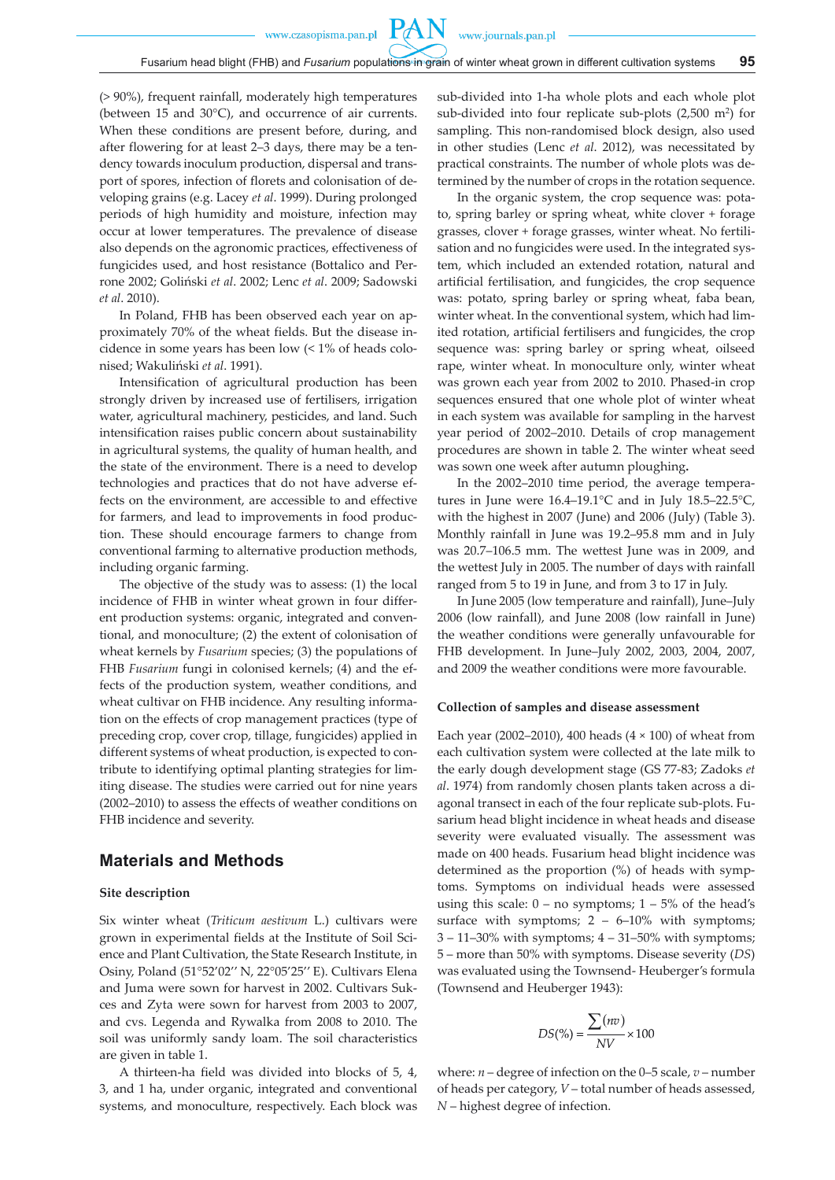(> 90%), frequent rainfall, moderately high temperatures (between 15 and 30°C), and occurrence of air currents. When these conditions are present before, during, and after flowering for at least 2–3 days, there may be a tendency towards inoculum production, dispersal and transport of spores, infection of florets and colonisation of developing grains (e.g. Lacey *et al*. 1999). During prolonged periods of high humidity and moisture, infection may occur at lower temperatures. The prevalence of disease also depends on the agronomic practices, effectiveness of fungicides used, and host resistance (Bottalico and Perrone 2002; Goliński *et al*. 2002; Lenc *et al*. 2009; Sadowski *et al*. 2010).

In Poland, FHB has been observed each year on approximately 70% of the wheat fields. But the disease incidence in some years has been low (< 1% of heads colonised; Wakuliński *et al*. 1991).

Intensification of agricultural production has been strongly driven by increased use of fertilisers, irrigation water, agricultural machinery, pesticides, and land. Such intensification raises public concern about sustainability in agricultural systems, the quality of human health, and the state of the environment. There is a need to develop technologies and practices that do not have adverse effects on the environment, are accessible to and effective for farmers, and lead to improvements in food production. These should encourage farmers to change from conventional farming to alternative production methods, including organic farming.

The objective of the study was to assess: (1) the local incidence of FHB in winter wheat grown in four different production systems: organic, integrated and conventional, and monoculture; (2) the extent of colonisation of wheat kernels by *Fusarium* species; (3) the populations of FHB *Fusarium* fungi in colonised kernels; (4) and the effects of the production system, weather conditions, and wheat cultivar on FHB incidence. Any resulting information on the effects of crop management practices (type of preceding crop, cover crop, tillage, fungicides) applied in different systems of wheat production, is expected to contribute to identifying optimal planting strategies for limiting disease. The studies were carried out for nine years (2002–2010) to assess the effects of weather conditions on FHB incidence and severity.

## Materials and Methods

### Site description

Six winter wheat (*Triticum aestivum* L.) cultivars were grown in experimental fields at the Institute of Soil Science and Plant Cultivation, the State Research Institute, in Osiny, Poland (51°52′02′′ N, 22°05′25′′ E). Cultivars Elena and Juma were sown for harvest in 2002. Cultivars Sukces and Zyta were sown for harvest from 2003 to 2007, and cvs. Legenda and Rywalka from 2008 to 2010. The soil was uniformly sandy loam. The soil characteristics are given in table 1.

A thirteen-ha field was divided into blocks of 5, 4, 3, and 1 ha, under organic, integrated and conventional systems, and monoculture, respectively. Each block was sub-divided into 1-ha whole plots and each whole plot sub-divided into four replicate sub-plots (2,500 m$^2$) for sampling. This non-randomised block design, also used in other studies (Lenc *et al*. 2012), was necessitated by practical constraints. The number of whole plots was determined by the number of crops in the rotation sequence.

In the organic system, the crop sequence was: potato, spring barley or spring wheat, white clover + forage grasses, clover + forage grasses, winter wheat. No fertilisation and no fungicides were used. In the integrated system, which included an extended rotation, natural and artificial fertilisation, and fungicides, the crop sequence was: potato, spring barley or spring wheat, faba bean, winter wheat. In the conventional system, which had limited rotation, artificial fertilisers and fungicides, the crop sequence was: spring barley or spring wheat, oilseed rape, winter wheat. In monoculture only, winter wheat was grown each year from 2002 to 2010. Phased-in crop sequences ensured that one whole plot of winter wheat in each system was available for sampling in the harvest year period of 2002–2010. Details of crop management procedures are shown in table 2. The winter wheat seed was sown one week after autumn ploughing.

In the 2002–2010 time period, the average temperatures in June were 16.4–19.1°C and in July 18.5–22.5°C, with the highest in 2007 (June) and 2006 (July) (Table 3). Monthly rainfall in June was 19.2–95.8 mm and in July was 20.7–106.5 mm. The wettest June was in 2009, and the wettest July in 2005. The number of days with rainfall ranged from 5 to 19 in June, and from 3 to 17 in July.

In June 2005 (low temperature and rainfall), June–July 2006 (low rainfall), and June 2008 (low rainfall in June) the weather conditions were generally unfavourable for FHB development. In June–July 2002, 2003, 2004, 2007, and 2009 the weather conditions were more favourable.

### Collection of samples and disease assessment

Each year (2002–2010), 400 heads (4 × 100) of wheat from each cultivation system were collected at the late milk to the early dough development stage (GS 77-83; Zadoks *et al*. 1974) from randomly chosen plants taken across a diagonal transect in each of the four replicate sub-plots. Fusarium head blight incidence in wheat heads and disease severity were evaluated visually. The assessment was made on 400 heads. Fusarium head blight incidence was determined as the proportion (%) of heads with symptoms. Symptoms on individual heads were assessed using this scale: 0 – no symptoms; 1 – 5% of the head's surface with symptoms; 2 – 6–10% with symptoms; 3 – 11–30% with symptoms; 4 – 31–50% with symptoms; 5 – more than 50% with symptoms. Disease severity (*DS*) was evaluated using the Townsend- Heuberger's formula (Townsend and Heuberger 1943):

$$DS(\%) = \frac{\sum(nv)}{NV} \times 100$$

where: $n$ – degree of infection on the 0–5 scale, $v$ – number of heads per category, $V$ – total number of heads assessed, $N$ – highest degree of infection.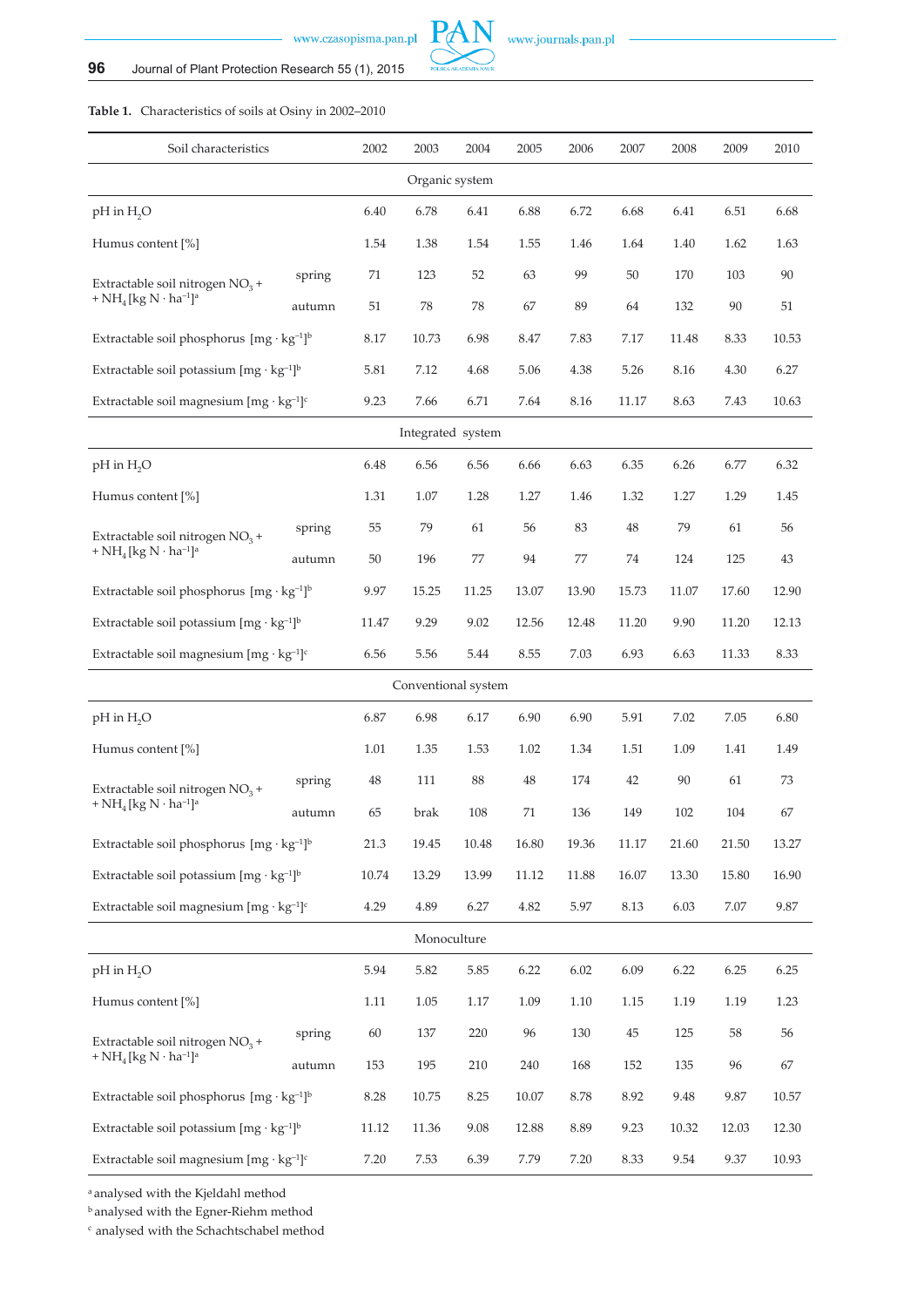**Table 1.** Characteristics of soils at Osiny in 2002–2010

| Soil characteristics | | 2002 | 2003 | 2004 | 2005 | 2006 | 2007 | 2008 | 2009 | 2010 |
|---|---|---|---|---|---|---|---|---|---|---|
| **Organic system** | | | | | | | | | | |
| pH in $H_2O$ | | 6.40 | 6.78 | 6.41 | 6.88 | 6.72 | 6.68 | 6.41 | 6.51 | 6.68 |
| Humus content [%] | | 1.54 | 1.38 | 1.54 | 1.55 | 1.46 | 1.64 | 1.40 | 1.62 | 1.63 |
| Extractable soil nitrogen $NO_3$ + + $NH_4$ [kg N · ha$^{-1}$][a] | spring | 71 | 123 | 52 | 63 | 99 | 50 | 170 | 103 | 90 |
| | autumn | 51 | 78 | 78 | 67 | 89 | 64 | 132 | 90 | 51 |
| Extractable soil phosphorus [mg · kg$^{-1}$][b] | | 8.17 | 10.73 | 6.98 | 8.47 | 7.83 | 7.17 | 11.48 | 8.33 | 10.53 |
| Extractable soil potassium [mg · kg$^{-1}$][b] | | 5.81 | 7.12 | 4.68 | 5.06 | 4.38 | 5.26 | 8.16 | 4.30 | 6.27 |
| Extractable soil magnesium [mg · kg$^{-1}$][c] | | 9.23 | 7.66 | 6.71 | 7.64 | 8.16 | 11.17 | 8.63 | 7.43 | 10.63 |
| **Integrated system** | | | | | | | | | | |
| pH in $H_2O$ | | 6.48 | 6.56 | 6.56 | 6.66 | 6.63 | 6.35 | 6.26 | 6.77 | 6.32 |
| Humus content [%] | | 1.31 | 1.07 | 1.28 | 1.27 | 1.46 | 1.32 | 1.27 | 1.29 | 1.45 |
| Extractable soil nitrogen $NO_3$ + + $NH_4$ [kg N · ha$^{-1}$][a] | spring | 55 | 79 | 61 | 56 | 83 | 48 | 79 | 61 | 56 |
| | autumn | 50 | 196 | 77 | 94 | 77 | 74 | 124 | 125 | 43 |
| Extractable soil phosphorus [mg · kg$^{-1}$][b] | | 9.97 | 15.25 | 11.25 | 13.07 | 13.90 | 15.73 | 11.07 | 17.60 | 12.90 |
| Extractable soil potassium [mg · kg$^{-1}$][b] | | 11.47 | 9.29 | 9.02 | 12.56 | 12.48 | 11.20 | 9.90 | 11.20 | 12.13 |
| Extractable soil magnesium [mg · kg$^{-1}$][c] | | 6.56 | 5.56 | 5.44 | 8.55 | 7.03 | 6.93 | 6.63 | 11.33 | 8.33 |
| **Conventional system** | | | | | | | | | | |
| pH in $H_2O$ | | 6.87 | 6.98 | 6.17 | 6.90 | 6.90 | 5.91 | 7.02 | 7.05 | 6.80 |
| Humus content [%] | | 1.01 | 1.35 | 1.53 | 1.02 | 1.34 | 1.51 | 1.09 | 1.41 | 1.49 |
| Extractable soil nitrogen $NO_3$ + + $NH_4$ [kg N · ha$^{-1}$][a] | spring | 48 | 111 | 88 | 48 | 174 | 42 | 90 | 61 | 73 |
| | autumn | 65 | brak | 108 | 71 | 136 | 149 | 102 | 104 | 67 |
| Extractable soil phosphorus [mg · kg$^{-1}$][b] | | 21.3 | 19.45 | 10.48 | 16.80 | 19.36 | 11.17 | 21.60 | 21.50 | 13.27 |
| Extractable soil potassium [mg · kg$^{-1}$][b] | | 10.74 | 13.29 | 13.99 | 11.12 | 11.88 | 16.07 | 13.30 | 15.80 | 16.90 |
| Extractable soil magnesium [mg · kg$^{-1}$][c] | | 4.29 | 4.89 | 6.27 | 4.82 | 5.97 | 8.13 | 6.03 | 7.07 | 9.87 |
| **Monoculture** | | | | | | | | | | |
| pH in $H_2O$ | | 5.94 | 5.82 | 5.85 | 6.22 | 6.02 | 6.09 | 6.22 | 6.25 | 6.25 |
| Humus content [%] | | 1.11 | 1.05 | 1.17 | 1.09 | 1.10 | 1.15 | 1.19 | 1.19 | 1.23 |
| Extractable soil nitrogen $NO_3$ + + $NH_4$ [kg N · ha$^{-1}$][a] | spring | 60 | 137 | 220 | 96 | 130 | 45 | 125 | 58 | 56 |
| | autumn | 153 | 195 | 210 | 240 | 168 | 152 | 135 | 96 | 67 |
| Extractable soil phosphorus [mg · kg$^{-1}$][b] | | 8.28 | 10.75 | 8.25 | 10.07 | 8.78 | 8.92 | 9.48 | 9.87 | 10.57 |
| Extractable soil potassium [mg · kg$^{-1}$][b] | | 11.12 | 11.36 | 9.08 | 12.88 | 8.89 | 9.23 | 10.32 | 12.03 | 12.30 |
| Extractable soil magnesium [mg · kg$^{-1}$][c] | | 7.20 | 7.53 | 6.39 | 7.79 | 7.20 | 8.33 | 9.54 | 9.37 | 10.93 |

[a] analysed with the Kjeldahl method
[b] analysed with the Egner-Riehm method
[c] analysed with the Schachtschabel method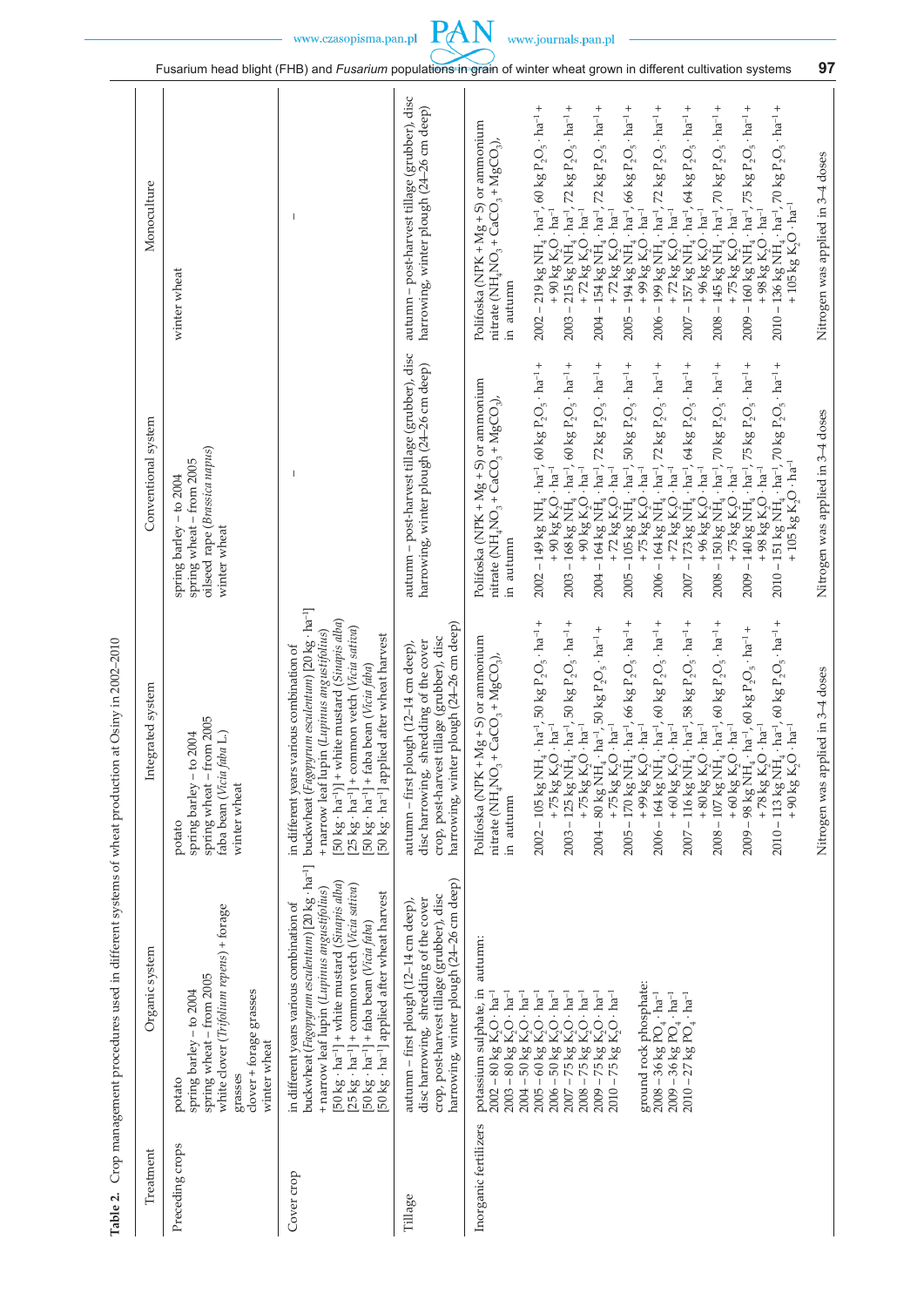**Table 2.** Crop management procedures used in different systems of wheat production at Osiny in 2002–2010

| Treatment | Organic system | Integrated system | Conventional system | Monoculture |
|---|---|---|---|---|
| Preceding crops | potato<br>spring barley – to 2004<br>spring wheat – from 2005<br>white clover (*Trifolium repens*) + forage grasses<br>clover + forage grasses<br>winter wheat | potato<br>spring barley – to 2004<br>spring wheat – from 2005<br>faba bean (*Vicia faba* L.)<br>winter wheat | spring barley – to 2004<br>spring wheat – from 2005<br>oilseed rape (*Brassica napus*)<br>winter wheat | winter wheat |
| Cover crop | in different years various combination of buckwheat (*Fagopyrum esculentum*) [20 kg · ha$^{-1}$] + narrow leaf lupin (*Lupinus angustifolius*) [50 kg · ha$^{-1}$] + white mustard (*Sinapis alba*) [25 kg · ha$^{-1}$] + common vetch (*Vicia sativa*) [50 kg · ha$^{-1}$] + faba bean (*Vicia faba*) [50 kg · ha$^{-1}$] applied after wheat harvest | in different years various combination of buckwheat (*Fagopyrum esculentum*) [20 kg · ha$^{-1}$] + narrow leaf lupin (*Lupinus angustifolius*) [50 kg · ha$^{-1}$)] + white mustard (*Sinapis alba*) [25 kg · ha$^{-1}$] + common vetch (*Vicia sativa*) [50 kg · ha$^{-1}$] + faba bean (*Vicia faba*) [50 kg · ha$^{-1}$] applied after wheat harvest | – | – |
| Tillage | autumn – first plough (12–14 cm deep), disc harrowing, shredding of the cover crop, post-harvest tillage (grubber), disc harrowing, winter plough (24–26 cm deep) | autumn – first plough (12–14 cm deep), disc harrowing, shredding of the cover crop, post-harvest tillage (grubber), disc harrowing, winter plough (24–26 cm deep) | autumn – post-harvest tillage (grubber), disc harrowing, winter plough (24–26 cm deep) | autumn – post-harvest tillage (grubber), disc harrowing, winter plough (24–26 cm deep) |
| Inorganic fertilizers | potassium sulphate, in autumn:<br>2002 – 80 kg $K_2O \cdot ha^{-1}$<br>2003 – 80 kg $K_2O \cdot ha^{-1}$<br>2004 – 50 kg $K_2O \cdot ha^{-1}$<br>2005 – 60 kg $K_2O \cdot ha^{-1}$<br>2006 – 50 kg $K_2O \cdot ha^{-1}$<br>2007 – 75 kg $K_2O \cdot ha^{-1}$<br>2008 – 75 kg $K_2O \cdot ha^{-1}$<br>2009 – 75 kg $K_2O \cdot ha^{-1}$<br>2010 – 75 kg $K_2O \cdot ha^{-1}$<br><br>ground rock phosphate:<br>2008 – 36 kg $PO_4 \cdot ha^{-1}$<br>2009 – 36 kg $PO_4 \cdot ha^{-1}$<br>2010 – 27 kg $PO_4 \cdot ha^{-1}$ | Polifoska (NPK + Mg + S) or ammonium nitrate ($NH_4NO_3 + CaCO_3 + MgCO_3$), in autumn<br><br>2002 – 105 kg $NH_4 \cdot ha^{-1}$, 50 kg $P_2O_5 \cdot ha^{-1}$ + 75 kg $K_2O \cdot ha^{-1}$<br>2003 – 125 kg $NH_4 \cdot ha^{-1}$, 50 kg $P_2O_5 \cdot ha^{-1}$ + 75 kg $K_2O \cdot ha^{-1}$<br>2004 – 80 kg $NH_4 \cdot ha^{-1}$, 50 kg $P_2O_5 \cdot ha^{-1}$ + 75 kg $K_2O \cdot ha^{-1}$<br>2005 – 170 kg $NH_4 \cdot ha^{-1}$, 66 kg $P_2O_5 \cdot ha^{-1}$ + 99 kg $K_2O \cdot ha^{-1}$<br>2006 – 164 kg $NH_4 \cdot ha^{-1}$, 60 kg $P_2O_5 \cdot ha^{-1}$ + 60 kg $K_2O \cdot ha^{-1}$<br>2007 – 116 kg $NH_4 \cdot ha^{-1}$, 58 kg $P_2O_5 \cdot ha^{-1}$ + 80 kg $K_2O \cdot ha^{-1}$<br>2008 – 107 kg $NH_4 \cdot ha^{-1}$, 60 kg $P_2O_5 \cdot ha^{-1}$ + 60 kg $K_2O \cdot ha^{-1}$<br>2009 – 98 kg $NH_4 \cdot ha^{-1}$, 60 kg $P_2O_5 \cdot ha^{-1}$ + 78 kg $K_2O \cdot ha^{-1}$<br>2010 – 113 kg $NH_4 \cdot ha^{-1}$, 60 kg $P_2O_5 \cdot ha^{-1}$ + 90 kg $K_2O \cdot ha^{-1}$<br><br>Nitrogen was applied in 3–4 doses | Polifoska (NPK + Mg + S) or ammonium nitrate ($NH_4NO_3 + CaCO_3 + MgCO_3$), in autumn<br><br>2002 – 149 kg $NH_4 \cdot ha^{-1}$, 60 kg $P_2O_5 \cdot ha^{-1}$ + 90 kg $K_2O \cdot ha^{-1}$<br>2003 – 168 kg $NH_4 \cdot ha^{-1}$, 60 kg $P_2O_5 \cdot ha^{-1}$ + 90 kg $K_2O \cdot ha^{-1}$<br>2004 – 164 kg $NH_4 \cdot ha^{-1}$, 72 kg $P_2O_5 \cdot ha^{-1}$ + 72 kg $K_2O \cdot ha^{-1}$<br>2005 – 105 kg $NH_4 \cdot ha^{-1}$, 50 kg $P_2O_5 \cdot ha^{-1}$ + 75 kg $K_2O \cdot ha^{-1}$<br>2006 – 164 kg $NH_4 \cdot ha^{-1}$, 72 kg $P_2O_5 \cdot ha^{-1}$ + 72 kg $K_2O \cdot ha^{-1}$<br>2007 – 173 kg $NH_4 \cdot ha^{-1}$, 64 kg $P_2O_5 \cdot ha^{-1}$ + 96 kg $K_2O \cdot ha^{-1}$<br>2008 – 150 kg $NH_4 \cdot ha^{-1}$, 70 kg $P_2O_5 \cdot ha^{-1}$ + 75 kg $K_2O \cdot ha^{-1}$<br>2009 – 140 kg $NH_4 \cdot ha^{-1}$, 75 kg $P_2O_5 \cdot ha^{-1}$ + 98 kg $K_2O \cdot ha^{-1}$<br>2010 – 151 kg $NH_4 \cdot ha^{-1}$, 70 kg $P_2O_5 \cdot ha^{-1}$ + 105 kg $K_2O \cdot ha^{-1}$<br><br>Nitrogen was applied in 3–4 doses | Polifoska (NPK + Mg + S) or ammonium nitrate ($NH_4NO_3 + CaCO_3 + MgCO_3$), in autumn<br><br>2002 – 219 kg $NH_4 \cdot ha^{-1}$, 60 kg $P_2O_5 \cdot ha^{-1}$ + 90 kg $K_2O \cdot ha^{-1}$<br>2003 – 215 kg $NH_4 \cdot ha^{-1}$, 72 kg $P_2O_5 \cdot ha^{-1}$ + 72 kg $K_2O \cdot ha^{-1}$<br>2004 – 154 kg $NH_4 \cdot ha^{-1}$, 72 kg $P_2O_5 \cdot ha^{-1}$ + 72 kg $K_2O \cdot ha^{-1}$<br>2005 – 194 kg $NH_4 \cdot ha^{-1}$, 66 kg $P_2O_5 \cdot ha^{-1}$ + 99 kg $K_2O \cdot ha^{-1}$<br>2006 – 199 kg $NH_4 \cdot ha^{-1}$, 72 kg $P_2O_5 \cdot ha^{-1}$ + 72 kg $K_2O \cdot ha^{-1}$<br>2007 – 157 kg $NH_4 \cdot ha^{-1}$, 64 kg $P_2O_5 \cdot ha^{-1}$ + 96 kg $K_2O \cdot ha^{-1}$<br>2008 – 145 kg $NH_4 \cdot ha^{-1}$, 70 kg $P_2O_5 \cdot ha^{-1}$ + 75 kg $K_2O \cdot ha^{-1}$<br>2009 – 160 kg $NH_4 \cdot ha^{-1}$, 75 kg $P_2O_5 \cdot ha^{-1}$ + 98 kg $K_2O \cdot ha^{-1}$<br>2010 – 136 kg $NH_4 \cdot ha^{-1}$, 70 kg $P_2O_5 \cdot ha^{-1}$ + 105 kg $K_2O \cdot ha^{-1}$<br><br>Nitrogen was applied in 3–4 doses |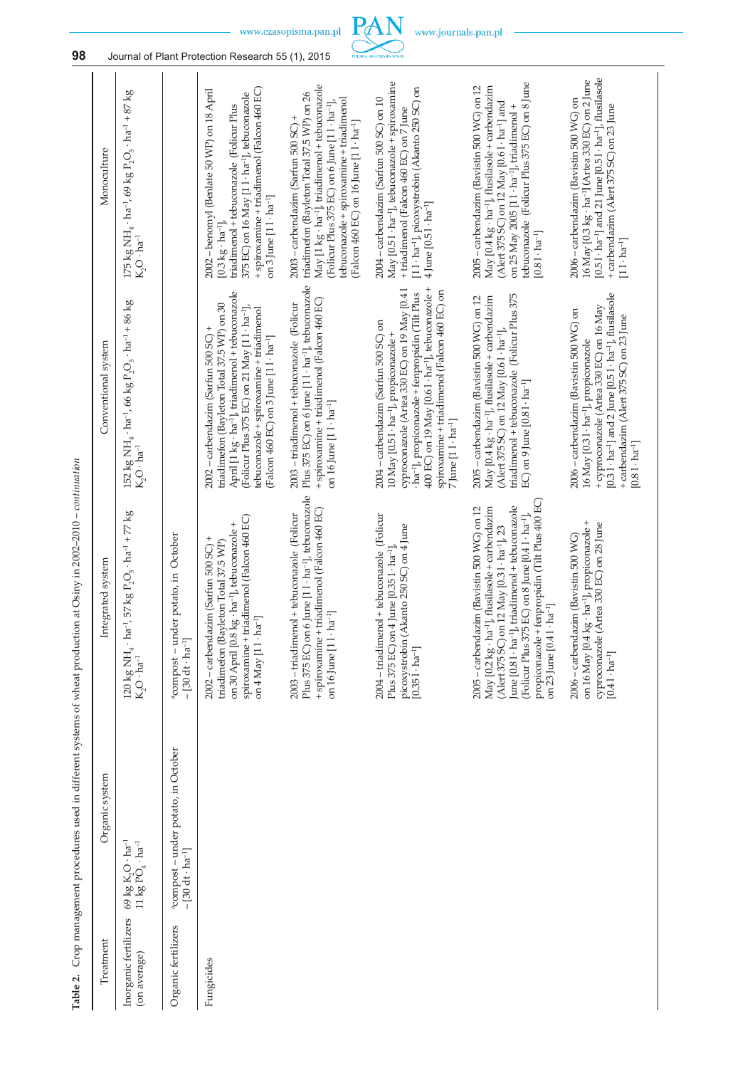**Table 2.** Crop management procedures used in different systems of wheat production at Osiny in 2002–2010 – *continuation*

| Treatment | Organic system | Integrated system | Conventional system | Monoculture |
|---|---|---|---|---|
| Inorganic fertilizers (on average) | 69 kg $K_2O \cdot ha^{-1}$ 11 kg $PO_4 \cdot ha^{-1}$ | 120 kg $NH_4 \cdot ha^{-1}$, 57 kg $P_2O_5 \cdot ha^{-1}$ + 77 kg $K_2O \cdot ha^{-1}$ | 152 kg $NH_4 \cdot ha^{-1}$, 66 kg $P_2O_5 \cdot ha^{-1}$ + 86 kg $K_2O \cdot ha^{-1}$ | 175 kg $NH_4 \cdot ha^{-1}$, 69 kg $P_2O_5 \cdot ha^{-1}$ + 87 kg $K_2O \cdot ha^{-1}$ |
| Organic fertilizers | [a]compost – under potato, in October – [30 $dt \cdot ha^{-1}$] | [a]compost – under potato, in October – [30 $dt \cdot ha^{-1}$] | | |
| Fungicides | | 2002 – carbendazim (Sarfun 500 SC) + triadimefon (Bayleton Total 37.5 WP) on 30 April [0.8 $kg \cdot ha^{-1}$], tebuconazole + spiroxamine + triadimenol (Falcon 460 EC) on 4 May [1 $l \cdot ha^{-1}$] | 2002 – carbendazim (Sarfun 500 SC) + triadimefon (Bayleton Total 37.5 WP) on 30 April [1 $kg \cdot ha^{-1}$], triadimenol + tebuconazole (Folicur Plus 375 EC) on 21 May [1 $l \cdot ha^{-1}$], tebuconazole + spiroxamine + triadimenol (Falcon 460 EC) on 3 June [1 $l \cdot ha^{-1}$] | 2002 – benomyl (Benlate 50 WP) on 18 April [0.3 $kg \cdot ha^{-1}$], triadimenol + tebuconazole (Folicur Plus 375 EC) on 16 May [1 $l \cdot ha^{-1}$], tebuconazole + spiroxamine + triadimenol (Falcon 460 EC) on 3 June [1 $l \cdot ha^{-1}$] |
| | | 2003 – triadimenol + tebuconazole (Folicur Plus 375 EC) on 6 June [1 $l \cdot ha^{-1}$], tebuconazole + spiroxamine + triadimenol (Falcon 460 EC) on 16 June [1 $l \cdot ha^{-1}$] | 2003 – triadimenol + tebuconazole (Folicur Plus 375 EC) on 6 June [1 $l \cdot ha^{-1}$], tebuconazole + spiroxamine + triadimenol (Falcon 460 EC) on 16 June [1 $l \cdot ha^{-1}$] | 2003 – carbendazim (Sarfun 500 SC) + triadimefon (Bayleton Total 37.5 WP) on 26 May [1 $kg \cdot ha^{-1}$], triadimenol + tebuconazole (Folicur Plus 375 EC) on 6 June [1 $l \cdot ha^{-1}$], tebuconazole + spiroxamine + triadimenol (Falcon 460 EC) on 16 June [1 $l \cdot ha^{-1}$] |
| | | 2004 – triadimenol + tebuconazole (Folicur Plus 375 EC) on 4 June [0.35 $l \cdot ha^{-1}$], picoxystrobin (Akanto 250 SC) on 4 June [0.35 $l \cdot ha^{-1}$] | 2004 – carbendazim (Sarfun 500 SC) on 10 May [0.5 $l \cdot ha^{-1}$], propiconazole + cyproconazole (Artea 330 EC) on 19 May [0.4 $l \cdot ha^{-1}$], propiconazole + fenpropidin (Tilt Plus 400 EC) on 19 May [0.6 $l \cdot ha^{-1}$], tebuconazole + spiroxamine + triadimenol (Falcon 460 EC) on 7 June [1 $l \cdot ha^{-1}$] | 2004 – carbendazim (Sarfun 500 SC) on 10 May [0.5 $l \cdot ha^{-1}$], tebuconazole + spiroxamine + triadimenol (Falcon 460 EC) on 7 June [1 $l \cdot ha^{-1}$], picoxystrobin (Akanto 250 SC) on 4 June [0.5 $l \cdot ha^{-1}$] |
| | | 2005 – carbendazim (Bavistin 500 WG) on 12 May [0.2 $kg \cdot ha^{-1}$], flusilasole + carbendazim (Alert 375 SC) on 12 May [0.3 $l \cdot ha^{-1}$], 23 June [0.8 $l \cdot ha^{-1}$], triadimenol + tebuconazole (Folicur Plus 375 EC) on 8 June [0.4 $l \cdot ha^{-1}$], propiconazole + fenpropidin (Tilt Plus 400 EC) on 23 June [0.4 $l \cdot ha^{-1}$] | 2005 – carbendazim (Bavistin 500 WG) on 12 May [0.4 $kg \cdot ha^{-1}$], flusilasole + carbendazim (Alert 375 SC) on 12 May [0.6 $l \cdot ha^{-1}$], triadimenol + tebuconazole (Folicur Plus 375 EC) on 9 June [0.8 $l \cdot ha^{-1}$] | 2005 – carbendazim (Bavistin 500 WG) on 12 May [0.4 $kg \cdot ha^{-1}$], flusilasole + carbendazim (Alert 375 SC) on 12 May [0.6 $l \cdot ha^{-1}$] and on 25 May 2005 [1 $l \cdot ha^{-1}$], triadimenol + tebuconazole (Folicur Plus 375 EC) on 8 June [0.8 $l \cdot ha^{-1}$] |
| | | 2006 – carbendazim (Bavistin 500 WG) on 16 May [0.4 $kg \cdot ha^{-1}$], propiconazole + cyproconazole (Artea 330 EC) on 28 June [0.4 $l \cdot ha^{-1}$] | 2006 – carbendazim (Bavistin 500 WG) on 16 May [0.3 $l \cdot ha^{-1}$], propiconazole + cyproconazole (Artea 330 EC) on 16 May [0.3 $l \cdot ha^{-1}$] and 2 June [0.5 $l \cdot ha^{-1}$], flusilasole + carbendazim (Alert 375 SC) on 23 June [0.8 $l \cdot ha^{-1}$] | 2006 – carbendazim (Bavistin 500 WG) on 16 May [0.3 $kg \cdot ha^{-1}$] (Artea 330 EC) on 2 June [0.5 $l \cdot ha^{-1}$] and 21 June [0.5 $l \cdot ha^{-1}$], flusilasole + carbendazim (Alert 375 SC) on 23 June [1 $l \cdot ha^{-1}$] |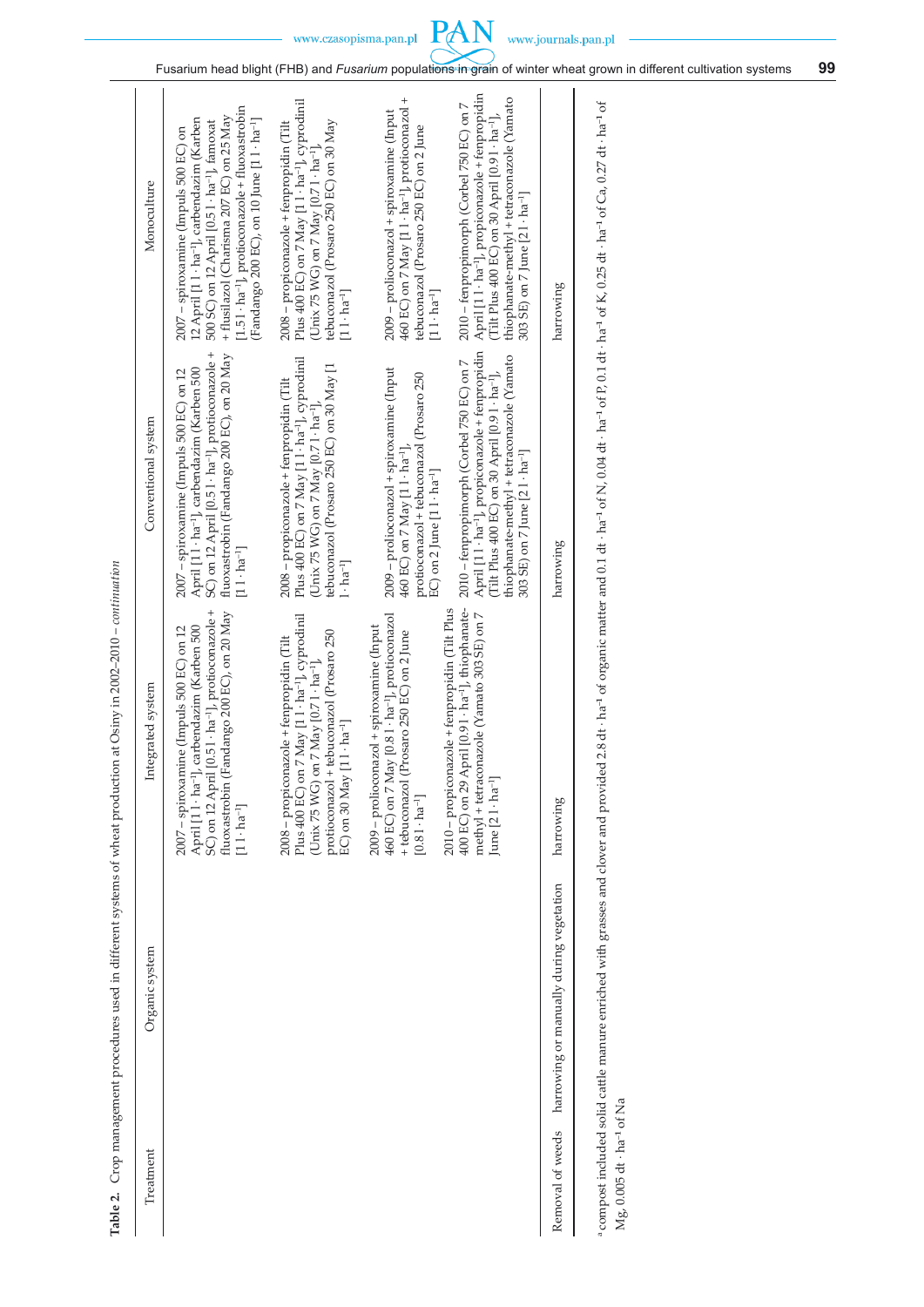**Table 2.** Crop management procedures used in different systems of wheat production at Osiny in 2002–2010 – *continuation*

| Treatment | Organic system | Integrated system | Conventional system | Monoculture |
|---|---|---|---|---|
| | | 2007 – spiroxamine (Impuls 500 EC) on 12 April [1 l · ha$^{-1}$], carbendazim (Karben 500 SC) on 12 April [0.5 l · ha$^{-1}$], protioconazole + fluoxastrobin (Fandango 200 EC), on 20 May [1 l · ha$^{-1}$]<br><br>2008 – propiconazole + fenpropidin (Tilt Plus 400 EC) on 7 May [1 l · ha$^{-1}$], cyprodinil (Unix 75 WG) on 7 May [0.7 l · ha$^{-1}$], protioconazol + tebuconazol (Prosaro 250 EC) on 30 May [1 l · ha$^{-1}$]<br><br>2009 – prolioconazol + spiroxamine (Input 460 EC) on 7 May [0.8 l · ha$^{-1}$], protioconazol + tebuconazol (Prosaro 250 EC) on 2 June [0.8 l · ha$^{-1}$]<br><br>2010 – propiconazole + fenpropidin (Tilt Plus 400 EC) on 29 April [0.9 l · ha$^{-1}$], thiophanate-methyl + tetraconazole (Yamato 303 SE) on 7 June [2 l · ha$^{-1}$] | 2007 – spiroxamine (Impuls 500 EC) on 12 April [1 l · ha$^{-1}$], carbendazim (Karben 500 SC) on 12 April [0.5 l · ha$^{-1}$], protioconazole + fluoxastrobin (Fandango 200 EC), on 20 May [1 l · ha$^{-1}$]<br><br>2008 – propiconazole + fenpropidin (Tilt Plus 400 EC) on 7 May [1 l · ha$^{-1}$], cyprodinil (Unix 75 WG) on 7 May [0.7 l · ha$^{-1}$], tebuconazol (Prosaro 250 EC) on 30 May [1 l · ha$^{-1}$]<br><br>2009 – prolioconazol + spiroxamine (Input 460 EC) on 7 May [1 l · ha$^{-1}$], protioconazol + tebuconazol (Prosaro 250 EC) on 2 June [1 l · ha$^{-1}$]<br><br>2010 – fenpropimorph (Corbel 750 EC) on 7 April [1 l · ha$^{-1}$], propiconazole + fenpropidin (Tilt Plus 400 EC) on 30 April [0.9 l · ha$^{-1}$], thiophanate-methyl + tetraconazole (Yamato 303 SE) on 7 June [2 l · ha$^{-1}$] | 2007 – spiroxamine (Impuls 500 EC) on 12 April [1 l · ha$^{-1}$], carbendazim (Karben 500 SC) on 12 April [0.5 l · ha$^{-1}$], famoxat + flusilazol (Charisma 207 EC) on 25 May [1.5 l · ha$^{-1}$], protioconazole + fluoxastrobin (Fandango 200 EC), on 10 June [1 l · ha$^{-1}$]<br><br>2008 – propiconazole + fenpropidin (Tilt Plus 400 EC) on 7 May [1 l · ha$^{-1}$], cyprodinil (Unix 75 WG) on 7 May [0.7 l · ha$^{-1}$], tebuconazol (Prosaro 250 EC) on 30 May [1 l · ha$^{-1}$]<br><br>2009 – prolioconazol + spiroxamine (Input 460 EC) on 7 May [1 l · ha$^{-1}$], protioconazol + tebuconazol (Prosaro 250 EC) on 2 June [1 l · ha$^{-1}$]<br><br>2010 – fenpropimorph (Corbel 750 EC) on 7 April [1 l · ha$^{-1}$], propiconazole + fenpropidin (Tilt Plus 400 EC) on 30 April [0.9 l · ha$^{-1}$], thiophanate-methyl + tetraconazole (Yamato 303 SE) on 7 June [2 l · ha$^{-1}$] |
| Removal of weeds | harrowing or manually during vegetation | harrowing | harrowing | harrowing |

[a] compost included solid cattle manure enriched with grasses and clover and provided 2.8 dt · ha$^{-1}$ of organic matter and 0.1 dt · ha$^{-1}$ of N, 0.04 dt · ha$^{-1}$ of P, 0.1 dt · ha$^{-1}$ of K, 0.25 dt · ha$^{-1}$ of Ca, 0.27 dt · ha$^{-1}$ of Mg, 0.005 dt · ha$^{-1}$ of Na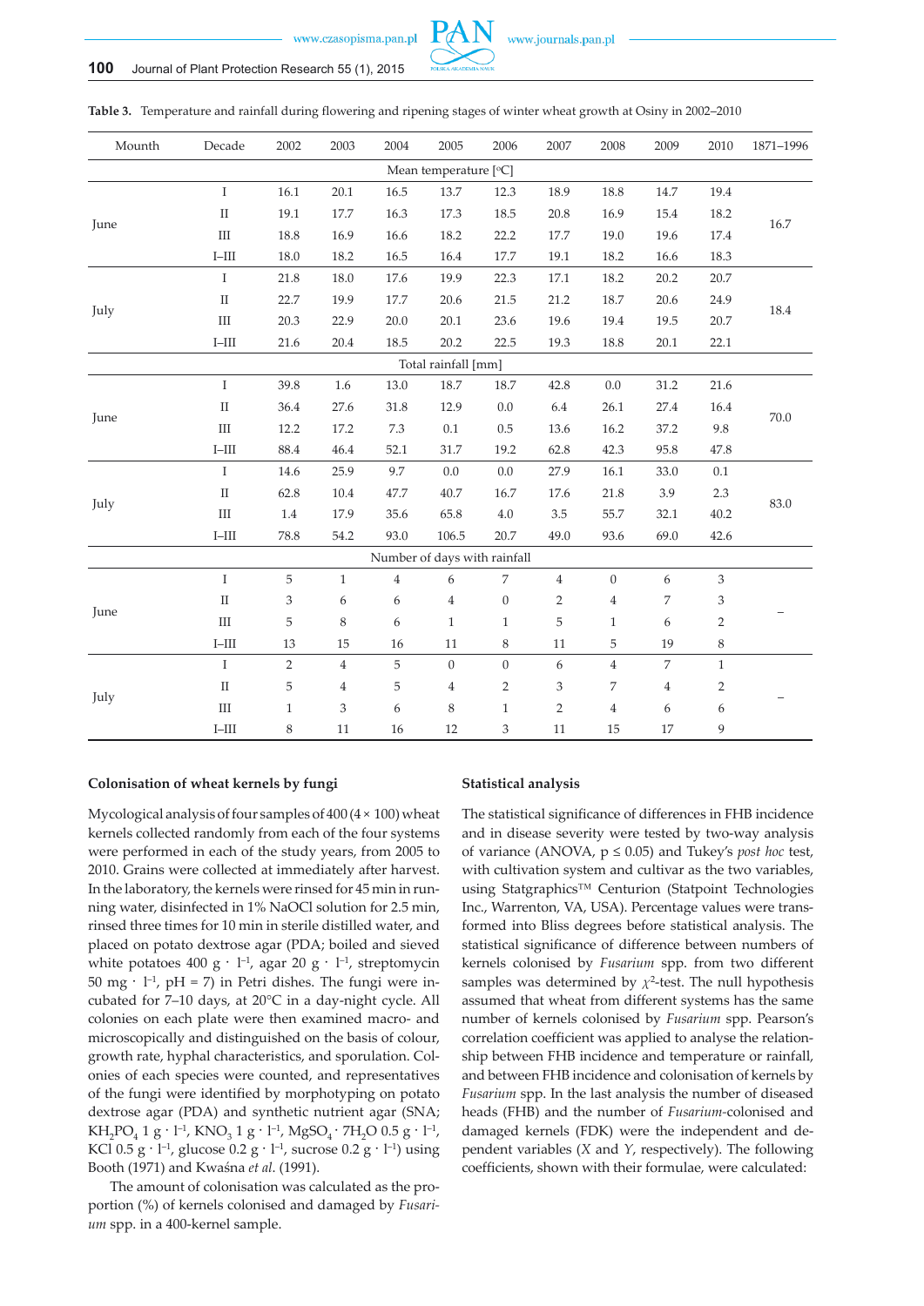**Table 3.** Temperature and rainfall during flowering and ripening stages of winter wheat growth at Osiny in 2002–2010

| Mounth | Decade | 2002 | 2003 | 2004 | 2005 | 2006 | 2007 | 2008 | 2009 | 2010 | 1871–1996 |
|---|---|---|---|---|---|---|---|---|---|---|---|
| Mean temperature [°C] | | | | | | | | | | | |
| June | I | 16.1 | 20.1 | 16.5 | 13.7 | 12.3 | 18.9 | 18.8 | 14.7 | 19.4 | 16.7 |
| | II | 19.1 | 17.7 | 16.3 | 17.3 | 18.5 | 20.8 | 16.9 | 15.4 | 18.2 | |
| | III | 18.8 | 16.9 | 16.6 | 18.2 | 22.2 | 17.7 | 19.0 | 19.6 | 17.4 | |
| | I–III | 18.0 | 18.2 | 16.5 | 16.4 | 17.7 | 19.1 | 18.2 | 16.6 | 18.3 | |
| July | I | 21.8 | 18.0 | 17.6 | 19.9 | 22.3 | 17.1 | 18.2 | 20.2 | 20.7 | 18.4 |
| | II | 22.7 | 19.9 | 17.7 | 20.6 | 21.5 | 21.2 | 18.7 | 20.6 | 24.9 | |
| | III | 20.3 | 22.9 | 20.0 | 20.1 | 23.6 | 19.6 | 19.4 | 19.5 | 20.7 | |
| | I–III | 21.6 | 20.4 | 18.5 | 20.2 | 22.5 | 19.3 | 18.8 | 20.1 | 22.1 | |
| Total rainfall [mm] | | | | | | | | | | | |
| June | I | 39.8 | 1.6 | 13.0 | 18.7 | 18.7 | 42.8 | 0.0 | 31.2 | 21.6 | 70.0 |
| | II | 36.4 | 27.6 | 31.8 | 12.9 | 0.0 | 6.4 | 26.1 | 27.4 | 16.4 | |
| | III | 12.2 | 17.2 | 7.3 | 0.1 | 0.5 | 13.6 | 16.2 | 37.2 | 9.8 | |
| | I–III | 88.4 | 46.4 | 52.1 | 31.7 | 19.2 | 62.8 | 42.3 | 95.8 | 47.8 | |
| July | I | 14.6 | 25.9 | 9.7 | 0.0 | 0.0 | 27.9 | 16.1 | 33.0 | 0.1 | 83.0 |
| | II | 62.8 | 10.4 | 47.7 | 40.7 | 16.7 | 17.6 | 21.8 | 3.9 | 2.3 | |
| | III | 1.4 | 17.9 | 35.6 | 65.8 | 4.0 | 3.5 | 55.7 | 32.1 | 40.2 | |
| | I–III | 78.8 | 54.2 | 93.0 | 106.5 | 20.7 | 49.0 | 93.6 | 69.0 | 42.6 | |
| Number of days with rainfall | | | | | | | | | | | |
| June | I | 5 | 1 | 4 | 6 | 7 | 4 | 0 | 6 | 3 | – |
| | II | 3 | 6 | 6 | 4 | 0 | 2 | 4 | 7 | 3 | |
| | III | 5 | 8 | 6 | 1 | 1 | 5 | 1 | 6 | 2 | |
| | I–III | 13 | 15 | 16 | 11 | 8 | 11 | 5 | 19 | 8 | |
| July | I | 2 | 4 | 5 | 0 | 0 | 6 | 4 | 7 | 1 | – |
| | II | 5 | 4 | 5 | 4 | 2 | 3 | 7 | 4 | 2 | |
| | III | 1 | 3 | 6 | 8 | 1 | 2 | 4 | 6 | 6 | |
| | I–III | 8 | 11 | 16 | 12 | 3 | 11 | 15 | 17 | 9 | |

### Colonisation of wheat kernels by fungi

Mycological analysis of four samples of 400 (4 × 100) wheat kernels collected randomly from each of the four systems were performed in each of the study years, from 2005 to 2010. Grains were collected at immediately after harvest. In the laboratory, the kernels were rinsed for 45 min in running water, disinfected in 1% NaOCl solution for 2.5 min, rinsed three times for 10 min in sterile distilled water, and placed on potato dextrose agar (PDA; boiled and sieved white potatoes 400 $g \cdot l^{-1}$, agar 20 $g \cdot l^{-1}$, streptomycin 50 $mg \cdot l^{-1}$, pH = 7) in Petri dishes. The fungi were incubated for 7–10 days, at 20°C in a day-night cycle. All colonies on each plate were then examined macro- and microscopically and distinguished on the basis of colour, growth rate, hyphal characteristics, and sporulation. Colonies of each species were counted, and representatives of the fungi were identified by morphotyping on potato dextrose agar (PDA) and synthetic nutrient agar (SNA; $KH_2PO_4$ 1 $g \cdot l^{-1}$, $KNO_3$ 1 $g \cdot l^{-1}$, $MgSO_4 \cdot 7H_2O$ 0.5 $g \cdot l^{-1}$, KCl 0.5 $g \cdot l^{-1}$, glucose 0.2 $g \cdot l^{-1}$, sucrose 0.2 $g \cdot l^{-1}$) using Booth (1971) and Kwaśna *et al*. (1991).

The amount of colonisation was calculated as the proportion (%) of kernels colonised and damaged by *Fusarium* spp. in a 400-kernel sample.

### Statistical analysis

The statistical significance of differences in FHB incidence and in disease severity were tested by two-way analysis of variance (ANOVA, $p \leq 0.05$) and Tukey's *post hoc* test, with cultivation system and cultivar as the two variables, using Statgraphics™ Centurion (Statpoint Technologies Inc., Warrenton, VA, USA). Percentage values were transformed into Bliss degrees before statistical analysis. The statistical significance of difference between numbers of kernels colonised by *Fusarium* spp. from two different samples was determined by $\chi^2$-test. The null hypothesis assumed that wheat from different systems has the same number of kernels colonised by *Fusarium* spp. Pearson's correlation coefficient was applied to analyse the relationship between FHB incidence and temperature or rainfall, and between FHB incidence and colonisation of kernels by *Fusarium* spp. In the last analysis the number of diseased heads (FHB) and the number of *Fusarium*-colonised and damaged kernels (FDK) were the independent and dependent variables ($X$ and $Y$, respectively). The following coefficients, shown with their formulae, were calculated: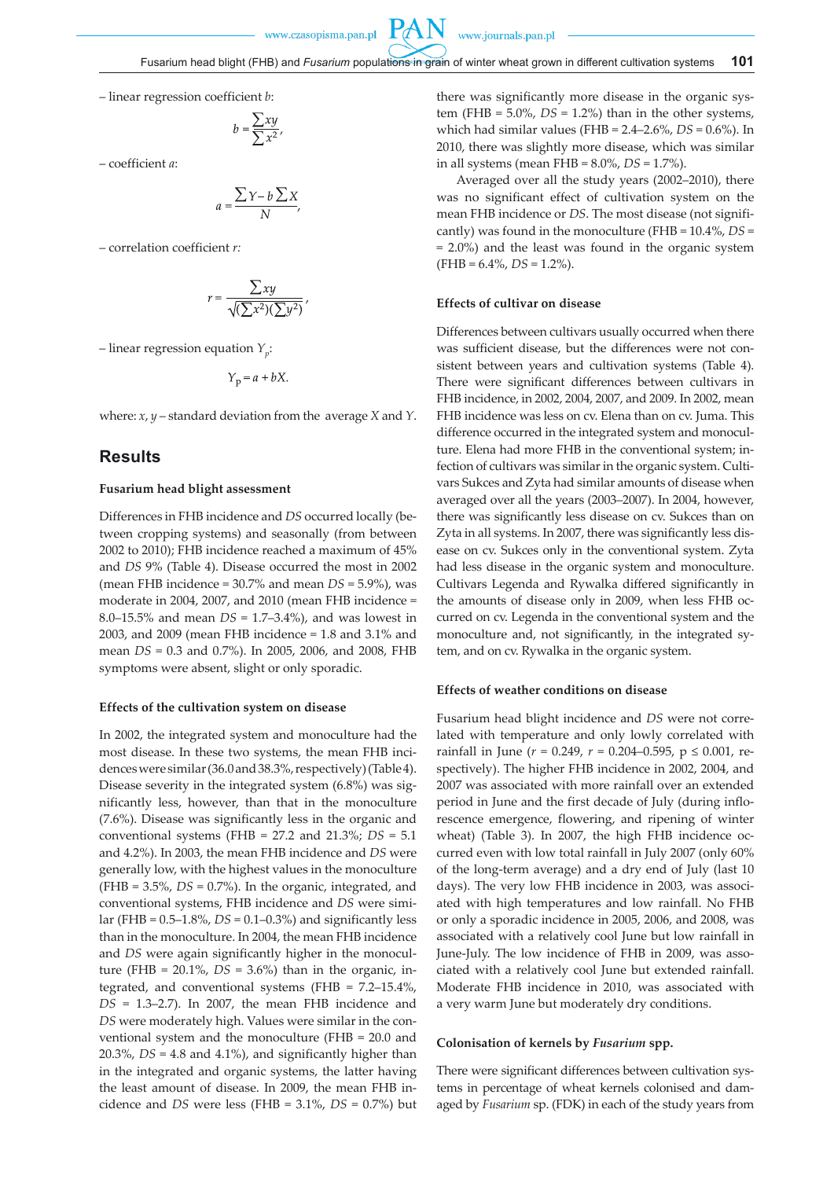– linear regression coefficient $b$:

$$b = \frac{\sum xy}{\sum x^2},$$

– coefficient $a$:

$$a = \frac{\sum Y - b\sum X}{N},$$

– correlation coefficient $r$:

$$r = \frac{\sum xy}{\sqrt{(\sum x^2)(\sum y^2)}},$$

– linear regression equation $Y_p$:

$$Y_p = a + bX.$$

where: $x$, $y$ – standard deviation from the average $X$ and $Y$.

## Results

### Fusarium head blight assessment

Differences in FHB incidence and *DS* occurred locally (between cropping systems) and seasonally (from between 2002 to 2010); FHB incidence reached a maximum of 45% and *DS* 9% (Table 4). Disease occurred the most in 2002 (mean FHB incidence = 30.7% and mean *DS* = 5.9%), was moderate in 2004, 2007, and 2010 (mean FHB incidence = 8.0–15.5% and mean *DS* = 1.7–3.4%), and was lowest in 2003, and 2009 (mean FHB incidence = 1.8 and 3.1% and mean *DS* = 0.3 and 0.7%). In 2005, 2006, and 2008, FHB symptoms were absent, slight or only sporadic.

### Effects of the cultivation system on disease

In 2002, the integrated system and monoculture had the most disease. In these two systems, the mean FHB incidences were similar (36.0 and 38.3%, respectively) (Table 4). Disease severity in the integrated system (6.8%) was significantly less, however, than that in the monoculture (7.6%). Disease was significantly less in the organic and conventional systems (FHB = 27.2 and 21.3%; *DS* = 5.1 and 4.2%). In 2003, the mean FHB incidence and *DS* were generally low, with the highest values in the monoculture (FHB = 3.5%, *DS* = 0.7%). In the organic, integrated, and conventional systems, FHB incidence and *DS* were similar (FHB = 0.5–1.8%, *DS* = 0.1–0.3%) and significantly less than in the monoculture. In 2004, the mean FHB incidence and *DS* were again significantly higher in the monoculture (FHB = 20.1%, *DS* = 3.6%) than in the organic, integrated, and conventional systems (FHB = 7.2–15.4%, *DS* = 1.3–2.7). In 2007, the mean FHB incidence and *DS* were moderately high. Values were similar in the conventional system and the monoculture (FHB = 20.0 and 20.3%, *DS* = 4.8 and 4.1%), and significantly higher than in the integrated and organic systems, the latter having the least amount of disease. In 2009, the mean FHB incidence and *DS* were less (FHB = 3.1%, *DS* = 0.7%) but there was significantly more disease in the organic system (FHB = 5.0%, *DS* = 1.2%) than in the other systems, which had similar values (FHB = 2.4–2.6%, *DS* = 0.6%). In 2010, there was slightly more disease, which was similar in all systems (mean FHB = 8.0%, *DS* = 1.7%).

Averaged over all the study years (2002–2010), there was no significant effect of cultivation system on the mean FHB incidence or *DS*. The most disease (not significantly) was found in the monoculture (FHB = 10.4%, *DS* = 2.0%) and the least was found in the organic system (FHB = 6.4%, *DS* = 1.2%).

### Effects of cultivar on disease

Differences between cultivars usually occurred when there was sufficient disease, but the differences were not consistent between years and cultivation systems (Table 4). There were significant differences between cultivars in FHB incidence, in 2002, 2004, 2007, and 2009. In 2002, mean FHB incidence was less on cv. Elena than on cv. Juma. This difference occurred in the integrated system and monoculture. Elena had more FHB in the conventional system; infection of cultivars was similar in the organic system. Cultivars Sukces and Zyta had similar amounts of disease when averaged over all the years (2003–2007). In 2004, however, there was significantly less disease on cv. Sukces than on Zyta in all systems. In 2007, there was significantly less disease on cv. Sukces only in the conventional system. Zyta had less disease in the organic system and monoculture. Cultivars Legenda and Rywalka differed significantly in the amounts of disease only in 2009, when less FHB occurred on cv. Legenda in the conventional system and the monoculture and, not significantly, in the integrated system, and on cv. Rywalka in the organic system.

### Effects of weather conditions on disease

Fusarium head blight incidence and *DS* were not correlated with temperature and only lowly correlated with rainfall in June ($r = 0.249$, $r = 0.204$–$0.595$, $p \leq 0.001$, respectively). The higher FHB incidence in 2002, 2004, and 2007 was associated with more rainfall over an extended period in June and the first decade of July (during inflorescence emergence, flowering, and ripening of winter wheat) (Table 3). In 2007, the high FHB incidence occurred even with low total rainfall in July 2007 (only 60% of the long-term average) and a dry end of July (last 10 days). The very low FHB incidence in 2003, was associated with high temperatures and low rainfall. No FHB or only a sporadic incidence in 2005, 2006, and 2008, was associated with a relatively cool June but low rainfall in June-July. The low incidence of FHB in 2009, was associated with a relatively cool June but extended rainfall. Moderate FHB incidence in 2010, was associated with a very warm June but moderately dry conditions.

### Colonisation of kernels by *Fusarium* spp.

There were significant differences between cultivation systems in percentage of wheat kernels colonised and damaged by *Fusarium* sp. (FDK) in each of the study years from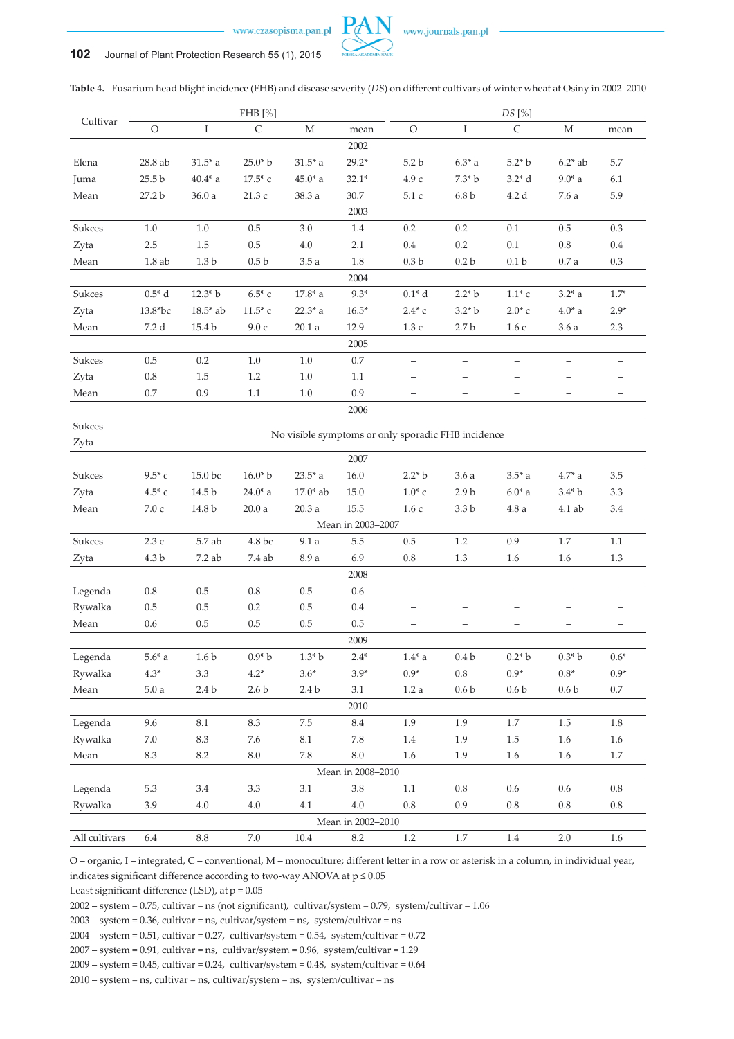**Table 4.** Fusarium head blight incidence (FHB) and disease severity (*DS*) on different cultivars of winter wheat at Osiny in 2002–2010

| Cultivar | FHB [%] | | | | | *DS* [%] | | | | |
|---|---|---|---|---|---|---|---|---|---|---|
| | O | I | C | M | mean | O | I | C | M | mean |
| | | | | | 2002 | | | | | |
| Elena | 28.8 ab | 31.5* a | 25.0* b | 31.5* a | 29.2* | 5.2 b | 6.3* a | 5.2* b | 6.2* ab | 5.7 |
| Juma | 25.5 b | 40.4* a | 17.5* c | 45.0* a | 32.1* | 4.9 c | 7.3* b | 3.2* d | 9.0* a | 6.1 |
| Mean | 27.2 b | 36.0 a | 21.3 c | 38.3 a | 30.7 | 5.1 c | 6.8 b | 4.2 d | 7.6 a | 5.9 |
| | | | | | 2003 | | | | | |
| Sukces | 1.0 | 1.0 | 0.5 | 3.0 | 1.4 | 0.2 | 0.2 | 0.1 | 0.5 | 0.3 |
| Zyta | 2.5 | 1.5 | 0.5 | 4.0 | 2.1 | 0.4 | 0.2 | 0.1 | 0.8 | 0.4 |
| Mean | 1.8 ab | 1.3 b | 0.5 b | 3.5 a | 1.8 | 0.3 b | 0.2 b | 0.1 b | 0.7 a | 0.3 |
| | | | | | 2004 | | | | | |
| Sukces | 0.5* d | 12.3* b | 6.5* c | 17.8* a | 9.3* | 0.1* d | 2.2* b | 1.1* c | 3.2* a | 1.7* |
| Zyta | 13.8*bc | 18.5* ab | 11.5* c | 22.3* a | 16.5* | 2.4* c | 3.2* b | 2.0* c | 4.0* a | 2.9* |
| Mean | 7.2 d | 15.4 b | 9.0 c | 20.1 a | 12.9 | 1.3 c | 2.7 b | 1.6 c | 3.6 a | 2.3 |
| | | | | | 2005 | | | | | |
| Sukces | 0.5 | 0.2 | 1.0 | 1.0 | 0.7 | – | – | – | – | – |
| Zyta | 0.8 | 1.5 | 1.2 | 1.0 | 1.1 | – | – | – | – | – |
| Mean | 0.7 | 0.9 | 1.1 | 1.0 | 0.9 | – | – | – | – | – |
| | | | | | 2006 | | | | | |
| Sukces | No visible symptoms or only sporadic FHB incidence | | | | | | | | | |
| Zyta | | | | | | | | | | |
| | | | | | 2007 | | | | | |
| Sukces | 9.5* c | 15.0 bc | 16.0* b | 23.5* a | 16.0 | 2.2* b | 3.6 a | 3.5* a | 4.7* a | 3.5 |
| Zyta | 4.5* c | 14.5 b | 24.0* a | 17.0* ab | 15.0 | 1.0* c | 2.9 b | 6.0* a | 3.4* b | 3.3 |
| Mean | 7.0 c | 14.8 b | 20.0 a | 20.3 a | 15.5 | 1.6 c | 3.3 b | 4.8 a | 4.1 ab | 3.4 |
| | | | | | Mean in 2003–2007 | | | | | |
| Sukces | 2.3 c | 5.7 ab | 4.8 bc | 9.1 a | 5.5 | 0.5 | 1.2 | 0.9 | 1.7 | 1.1 |
| Zyta | 4.3 b | 7.2 ab | 7.4 ab | 8.9 a | 6.9 | 0.8 | 1.3 | 1.6 | 1.6 | 1.3 |
| | | | | | 2008 | | | | | |
| Legenda | 0.8 | 0.5 | 0.8 | 0.5 | 0.6 | – | – | – | – | – |
| Rywalka | 0.5 | 0.5 | 0.2 | 0.5 | 0.4 | – | – | – | – | – |
| Mean | 0.6 | 0.5 | 0.5 | 0.5 | 0.5 | – | – | – | – | – |
| | | | | | 2009 | | | | | |
| Legenda | 5.6* a | 1.6 b | 0.9* b | 1.3* b | 2.4* | 1.4* a | 0.4 b | 0.2* b | 0.3* b | 0.6* |
| Rywalka | 4.3* | 3.3 | 4.2* | 3.6* | 3.9* | 0.9* | 0.8 | 0.9* | 0.8* | 0.9* |
| Mean | 5.0 a | 2.4 b | 2.6 b | 2.4 b | 3.1 | 1.2 a | 0.6 b | 0.6 b | 0.6 b | 0.7 |
| | | | | | 2010 | | | | | |
| Legenda | 9.6 | 8.1 | 8.3 | 7.5 | 8.4 | 1.9 | 1.9 | 1.7 | 1.5 | 1.8 |
| Rywalka | 7.0 | 8.3 | 7.6 | 8.1 | 7.8 | 1.4 | 1.9 | 1.5 | 1.6 | 1.6 |
| Mean | 8.3 | 8.2 | 8.0 | 7.8 | 8.0 | 1.6 | 1.9 | 1.6 | 1.6 | 1.7 |
| | | | | | Mean in 2008–2010 | | | | | |
| Legenda | 5.3 | 3.4 | 3.3 | 3.1 | 3.8 | 1.1 | 0.8 | 0.6 | 0.6 | 0.8 |
| Rywalka | 3.9 | 4.0 | 4.0 | 4.1 | 4.0 | 0.8 | 0.9 | 0.8 | 0.8 | 0.8 |
| | | | | | Mean in 2002–2010 | | | | | |
| All cultivars | 6.4 | 8.8 | 7.0 | 10.4 | 8.2 | 1.2 | 1.7 | 1.4 | 2.0 | 1.6 |

O – organic, I – integrated, C – conventional, M – monoculture; different letter in a row or asterisk in a column, in individual year, indicates significant difference according to two-way ANOVA at $p \leq 0.05$

Least significant difference (LSD), at $p = 0.05$

2002 – system = 0.75, cultivar = ns (not significant), cultivar/system = 0.79, system/cultivar = 1.06

2003 – system = 0.36, cultivar = ns, cultivar/system = ns, system/cultivar = ns

2004 – system = 0.51, cultivar = 0.27, cultivar/system = 0.54, system/cultivar = 0.72

2007 – system = 0.91, cultivar = ns, cultivar/system = 0.96, system/cultivar = 1.29

2009 – system = 0.45, cultivar = 0.24, cultivar/system = 0.48, system/cultivar = 0.64

2010 – system = ns, cultivar = ns, cultivar/system = ns, system/cultivar = ns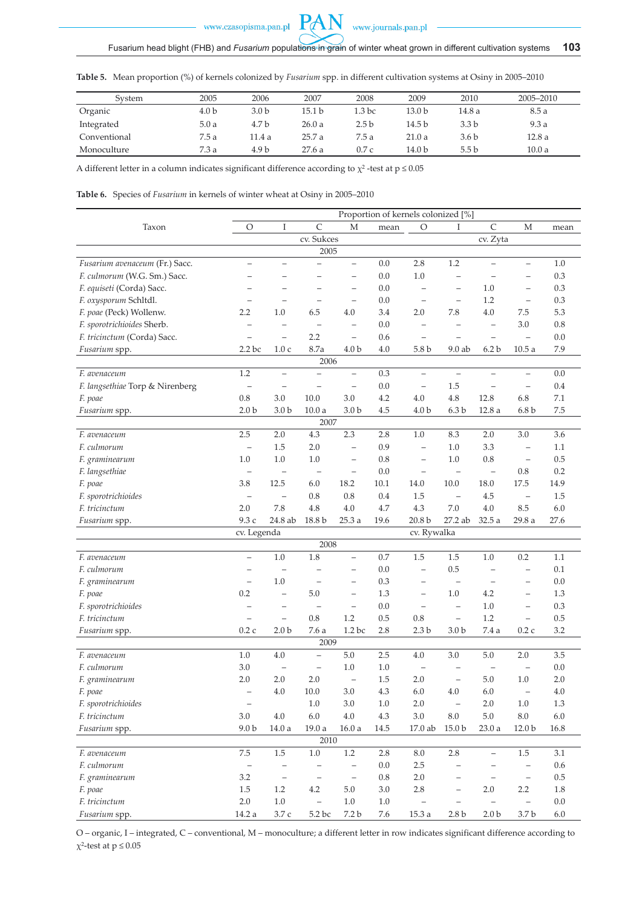**Table 5.** Mean proportion (%) of kernels colonized by *Fusarium* spp. in different cultivation systems at Osiny in 2005–2010

| System | 2005 | 2006 | 2007 | 2008 | 2009 | 2010 | 2005–2010 |
|---|---|---|---|---|---|---|---|
| Organic | 4.0 b | 3.0 b | 15.1 b | 1.3 bc | 13.0 b | 14.8 a | 8.5 a |
| Integrated | 5.0 a | 4.7 b | 26.0 a | 2.5 b | 14.5 b | 3.3 b | 9.3 a |
| Conventional | 7.5 a | 11.4 a | 25.7 a | 7.5 a | 21.0 a | 3.6 b | 12.8 a |
| Monoculture | 7.3 a | 4.9 b | 27.6 a | 0.7 c | 14.0 b | 5.5 b | 10.0 a |

A different letter in a column indicates significant difference according to $\chi^2$ -test at $p \leq 0.05$

**Table 6.** Species of *Fusarium* in kernels of winter wheat at Osiny in 2005–2010

| Taxon | Proportion of kernels colonized [%] | | | | | | | | | |
|---|---|---|---|---|---|---|---|---|---|---|
| | O | I | C | M | mean | O | I | C | M | mean |
| | cv. Sukces | | | | | cv. Zyta | | | | |
| | 2005 | | | | | | | | | |
| *Fusarium avenaceum* (Fr.) Sacc. | – | – | – | – | 0.0 | 2.8 | 1.2 | – | – | 1.0 |
| *F. culmorum* (W.G. Sm.) Sacc. | – | – | – | – | 0.0 | 1.0 | – | – | – | 0.3 |
| *F. equiseti* (Corda) Sacc. | – | – | – | – | 0.0 | – | – | 1.0 | – | 0.3 |
| *F. oxysporum* Schltdl. | – | – | – | – | 0.0 | – | – | 1.2 | – | 0.3 |
| *F. poae* (Peck) Wollenw. | 2.2 | 1.0 | 6.5 | 4.0 | 3.4 | 2.0 | 7.8 | 4.0 | 7.5 | 5.3 |
| *F. sporotrichioides* Sherb. | – | – | – | – | 0.0 | – | – | – | 3.0 | 0.8 |
| *F. tricinctum* (Corda) Sacc. | – | – | 2.2 | – | 0.6 | – | – | – | – | 0.0 |
| *Fusarium* spp. | 2.2 bc | 1.0 c | 8.7a | 4.0 b | 4.0 | 5.8 b | 9.0 ab | 6.2 b | 10.5 a | 7.9 |
| | 2006 | | | | | | | | | |
| *F. avenaceum* | 1.2 | – | – | – | 0.3 | – | – | – | – | 0.0 |
| *F. langsethiae* Torp & Nirenberg | – | – | – | – | 0.0 | – | 1.5 | – | – | 0.4 |
| *F. poae* | 0.8 | 3.0 | 10.0 | 3.0 | 4.2 | 4.0 | 4.8 | 12.8 | 6.8 | 7.1 |
| *Fusarium* spp. | 2.0 b | 3.0 b | 10.0 a | 3.0 b | 4.5 | 4.0 b | 6.3 b | 12.8 a | 6.8 b | 7.5 |
| | 2007 | | | | | | | | | |
| *F. avenaceum* | 2.5 | 2.0 | 4.3 | 2.3 | 2.8 | 1.0 | 8.3 | 2.0 | 3.0 | 3.6 |
| *F. culmorum* | – | 1.5 | 2.0 | – | 0.9 | – | 1.0 | 3.3 | – | 1.1 |
| *F. graminearum* | 1.0 | 1.0 | 1.0 | – | 0.8 | – | 1.0 | 0.8 | – | 0.5 |
| *F. langsethiae* | – | – | – | – | 0.0 | – | – | – | 0.8 | 0.2 |
| *F. poae* | 3.8 | 12.5 | 6.0 | 18.2 | 10.1 | 14.0 | 10.0 | 18.0 | 17.5 | 14.9 |
| *F. sporotrichioides* | – | – | 0.8 | 0.8 | 0.4 | 1.5 | – | 4.5 | – | 1.5 |
| *F. tricinctum* | 2.0 | 7.8 | 4.8 | 4.0 | 4.7 | 4.3 | 7.0 | 4.0 | 8.5 | 6.0 |
| *Fusarium* spp. | 9.3 c | 24.8 ab | 18.8 b | 25.3 a | 19.6 | 20.8 b | 27.2 ab | 32.5 a | 29.8 a | 27.6 |
| | cv. Legenda | | | | | cv. Rywalka | | | | |
| | 2008 | | | | | | | | | |
| *F. avenaceum* | – | 1.0 | 1.8 | – | 0.7 | 1.5 | 1.5 | 1.0 | 0.2 | 1.1 |
| *F. culmorum* | – | – | – | – | 0.0 | – | 0.5 | – | – | 0.1 |
| *F. graminearum* | – | 1.0 | – | – | 0.3 | – | – | – | – | 0.0 |
| *F. poae* | 0.2 | – | 5.0 | – | 1.3 | – | 1.0 | 4.2 | – | 1.3 |
| *F. sporotrichioides* | – | – | – | – | 0.0 | – | – | 1.0 | – | 0.3 |
| *F. tricinctum* | – | – | 0.8 | 1.2 | 0.5 | 0.8 | – | 1.2 | – | 0.5 |
| *Fusarium* spp. | 0.2 c | 2.0 b | 7.6 a | 1.2 bc | 2.8 | 2.3 b | 3.0 b | 7.4 a | 0.2 c | 3.2 |
| | 2009 | | | | | | | | | |
| *F. avenaceum* | 1.0 | 4.0 | – | 5.0 | 2.5 | 4.0 | 3.0 | 5.0 | 2.0 | 3.5 |
| *F. culmorum* | 3.0 | – | – | 1.0 | 1.0 | – | – | – | – | 0.0 |
| *F. graminearum* | 2.0 | 2.0 | 2.0 | – | 1.5 | 2.0 | – | 5.0 | 1.0 | 2.0 |
| *F. poae* | – | 4.0 | 10.0 | 3.0 | 4.3 | 6.0 | 4.0 | 6.0 | – | 4.0 |
| *F. sporotrichioides* | – | | 1.0 | 3.0 | 1.0 | 2.0 | – | 2.0 | 1.0 | 1.3 |
| *F. tricinctum* | 3.0 | 4.0 | 6.0 | 4.0 | 4.3 | 3.0 | 8.0 | 5.0 | 8.0 | 6.0 |
| *Fusarium* spp. | 9.0 b | 14.0 a | 19.0 a | 16.0 a | 14.5 | 17.0 ab | 15.0 b | 23.0 a | 12.0 b | 16.8 |
| | 2010 | | | | | | | | | |
| *F. avenaceum* | 7.5 | 1.5 | 1.0 | 1.2 | 2.8 | 8.0 | 2.8 | – | 1.5 | 3.1 |
| *F. culmorum* | – | – | – | – | 0.0 | 2.5 | – | – | – | 0.6 |
| *F. graminearum* | 3.2 | – | – | – | 0.8 | 2.0 | – | – | – | 0.5 |
| *F. poae* | 1.5 | 1.2 | 4.2 | 5.0 | 3.0 | 2.8 | – | 2.0 | 2.2 | 1.8 |
| *F. tricinctum* | 2.0 | 1.0 | – | 1.0 | 1.0 | – | – | – | – | 0.0 |
| *Fusarium* spp. | 14.2 a | 3.7 c | 5.2 bc | 7.2 b | 7.6 | 15.3 a | 2.8 b | 2.0 b | 3.7 b | 6.0 |

O – organic, I – integrated, C – conventional, M – monoculture; a different letter in row indicates significant difference according to $\chi^2$-test at $p \leq 0.05$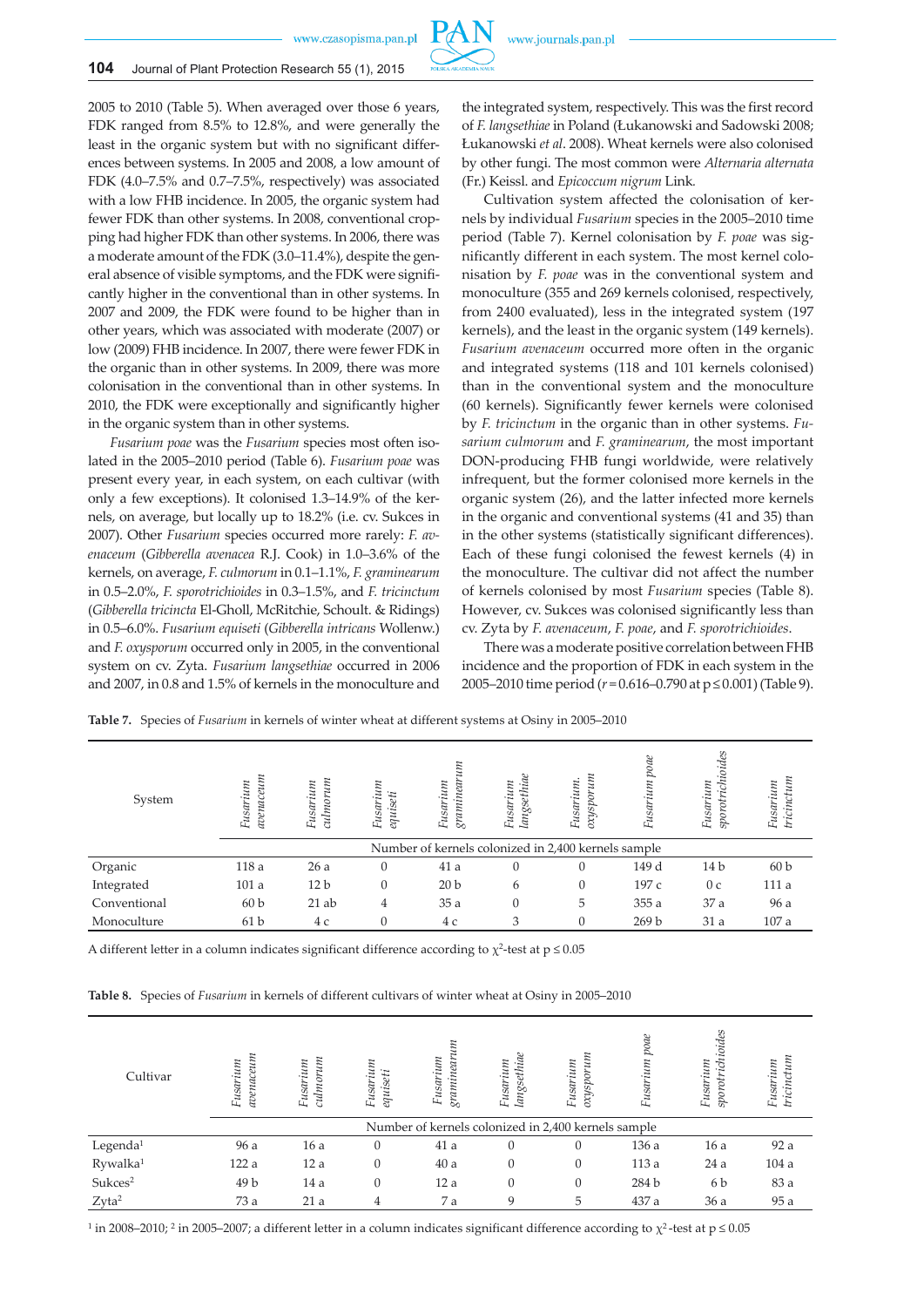2005 to 2010 (Table 5). When averaged over those 6 years, FDK ranged from 8.5% to 12.8%, and were generally the least in the organic system but with no significant differences between systems. In 2005 and 2008, a low amount of FDK (4.0–7.5% and 0.7–7.5%, respectively) was associated with a low FHB incidence. In 2005, the organic system had fewer FDK than other systems. In 2008, conventional cropping had higher FDK than other systems. In 2006, there was a moderate amount of the FDK (3.0–11.4%), despite the general absence of visible symptoms, and the FDK were significantly higher in the conventional than in other systems. In 2007 and 2009, the FDK were found to be higher than in other years, which was associated with moderate (2007) or low (2009) FHB incidence. In 2007, there were fewer FDK in the organic than in other systems. In 2009, there was more colonisation in the conventional than in other systems. In 2010, the FDK were exceptionally and significantly higher in the organic system than in other systems.

*Fusarium poae* was the *Fusarium* species most often isolated in the 2005–2010 period (Table 6). *Fusarium poae* was present every year, in each system, on each cultivar (with only a few exceptions). It colonised 1.3–14.9% of the kernels, on average, but locally up to 18.2% (i.e. cv. Sukces in 2007). Other *Fusarium* species occurred more rarely: *F. avenaceum* (*Gibberella avenacea* R.J. Cook) in 1.0–3.6% of the kernels, on average, *F. culmorum* in 0.1–1.1%, *F. graminearum* in 0.5–2.0%, *F. sporotrichioides* in 0.3–1.5%, and *F. tricinctum* (*Gibberella tricincta* El-Gholl, McRitchie, Schoult. & Ridings) in 0.5–6.0%. *Fusarium equiseti* (*Gibberella intricans* Wollenw.) and *F. oxysporum* occurred only in 2005, in the conventional system on cv. Zyta. *Fusarium langsethiae* occurred in 2006 and 2007, in 0.8 and 1.5% of kernels in the monoculture and the integrated system, respectively. This was the first record of *F. langsethiae* in Poland (Łukanowski and Sadowski 2008; Łukanowski *et al*. 2008). Wheat kernels were also colonised by other fungi. The most common were *Alternaria alternata* (Fr.) Keissl. and *Epicoccum nigrum* Link.

Cultivation system affected the colonisation of kernels by individual *Fusarium* species in the 2005–2010 time period (Table 7). Kernel colonisation by *F. poae* was significantly different in each system. The most kernel colonisation by *F. poae* was in the conventional system and monoculture (355 and 269 kernels colonised, respectively, from 2400 evaluated), less in the integrated system (197 kernels), and the least in the organic system (149 kernels). *Fusarium avenaceum* occurred more often in the organic and integrated systems (118 and 101 kernels colonised) than in the conventional system and the monoculture (60 kernels). Significantly fewer kernels were colonised by *F. tricinctum* in the organic than in other systems. *Fusarium culmorum* and *F. graminearum*, the most important DON-producing FHB fungi worldwide, were relatively infrequent, but the former colonised more kernels in the organic system (26), and the latter infected more kernels in the organic and conventional systems (41 and 35) than in the other systems (statistically significant differences). Each of these fungi colonised the fewest kernels (4) in the monoculture. The cultivar did not affect the number of kernels colonised by most *Fusarium* species (Table 8). However, cv. Sukces was colonised significantly less than cv. Zyta by *F. avenaceum*, *F. poae*, and *F. sporotrichioides*.

There was a moderate positive correlation between FHB incidence and the proportion of FDK in each system in the 2005–2010 time period ($r = 0.616–0.790$ at $p \leq 0.001$) (Table 9).

**Table 7.** Species of *Fusarium* in kernels of winter wheat at different systems at Osiny in 2005–2010

| System | *Fusarium avenaceum* | *Fusarium culmorum* | *Fusarium equiseti* | *Fusarium graminearum* | *Fusarium langsethiae* | *Fusarium. oxysporum* | *Fusarium poae* | *Fusarium sporotrichioides* | *Fusarium tricinctum* |
|---|---|---|---|---|---|---|---|---|---|
| | Number of kernels colonized in 2,400 kernels sample | | | | | | | | |
| Organic | 118 a | 26 a | 0 | 41 a | 0 | 0 | 149 d | 14 b | 60 b |
| Integrated | 101 a | 12 b | 0 | 20 b | 6 | 0 | 197 c | 0 c | 111 a |
| Conventional | 60 b | 21 ab | 4 | 35 a | 0 | 5 | 355 a | 37 a | 96 a |
| Monoculture | 61 b | 4 c | 0 | 4 c | 3 | 0 | 269 b | 31 a | 107 a |

A different letter in a column indicates significant difference according to $\chi^2$-test at $p \leq 0.05$

**Table 8.** Species of *Fusarium* in kernels of different cultivars of winter wheat at Osiny in 2005–2010

| Cultivar | *Fusarium avenaceum* | *Fusarium culmorum* | *Fusarium equiseti* | *Fusarium graminearum* | *Fusarium langsethiae* | *Fusarium oxysporum* | *Fusarium poae* | *Fusarium sporotrichioides* | *Fusarium tricinctum* |
|---|---|---|---|---|---|---|---|---|---|
| | Number of kernels colonized in 2,400 kernels sample | | | | | | | | |
| Legenda[1] | 96 a | 16 a | 0 | 41 a | 0 | 0 | 136 a | 16 a | 92 a |
| Rywalka[1] | 122 a | 12 a | 0 | 40 a | 0 | 0 | 113 a | 24 a | 104 a |
| Sukces[2] | 49 b | 14 a | 0 | 12 a | 0 | 0 | 284 b | 6 b | 83 a |
| Zyta[2] | 73 a | 21 a | 4 | 7 a | 9 | 5 | 437 a | 36 a | 95 a |

[1] in 2008–2010; [2] in 2005–2007; a different letter in a column indicates significant difference according to $\chi^2$-test at $p \leq 0.05$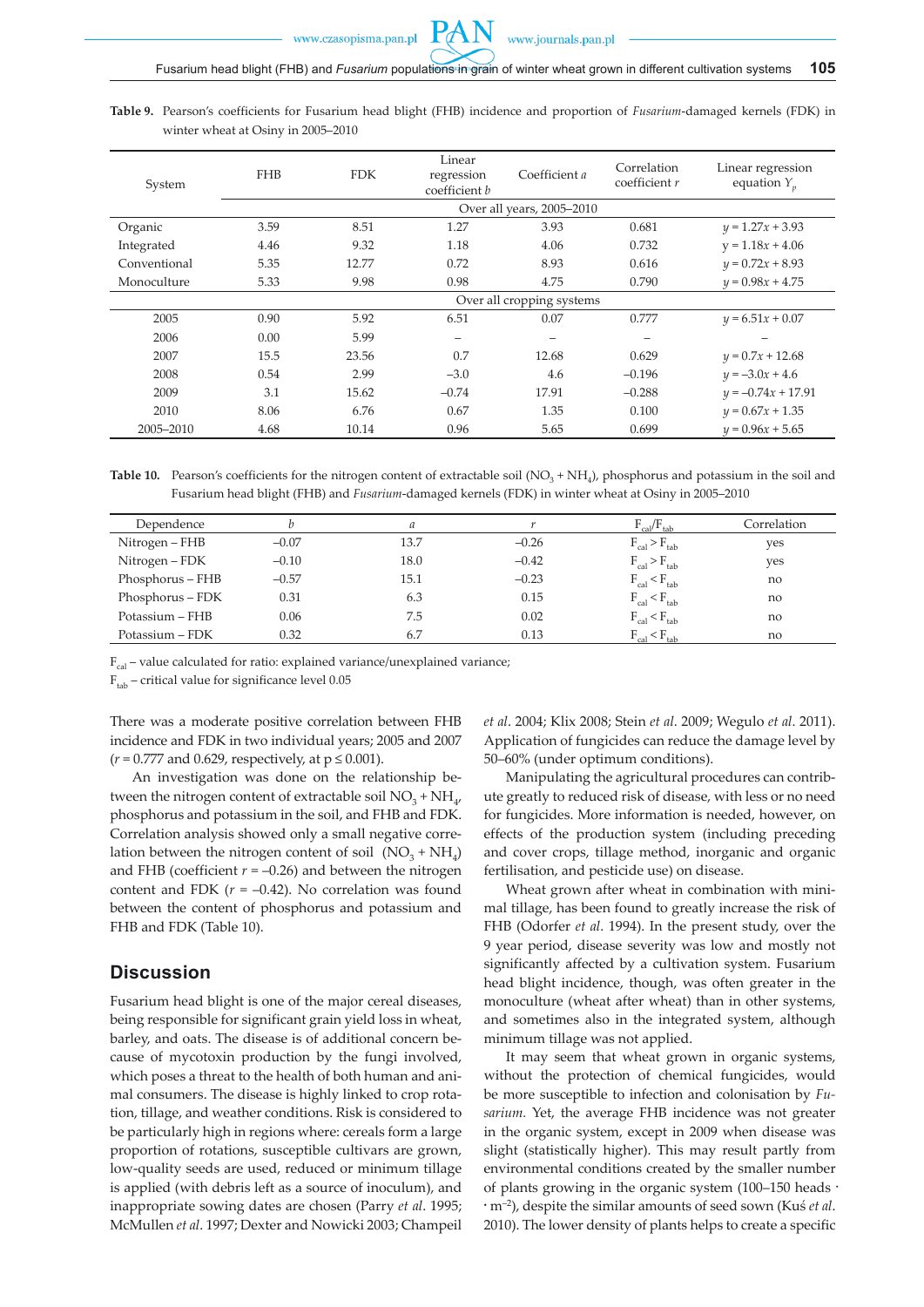**Table 9.** Pearson's coefficients for Fusarium head blight (FHB) incidence and proportion of *Fusarium*-damaged kernels (FDK) in winter wheat at Osiny in 2005–2010

| System | FHB | FDK | Linear regression coefficient *b* | Coefficient *a* | Correlation coefficient *r* | Linear regression equation $Y_p$ |
|---|---|---|---|---|---|---|
| | | | Over all years, 2005–2010 | | | |
| Organic | 3.59 | 8.51 | 1.27 | 3.93 | 0.681 | $y = 1.27x + 3.93$ |
| Integrated | 4.46 | 9.32 | 1.18 | 4.06 | 0.732 | $y = 1.18x + 4.06$ |
| Conventional | 5.35 | 12.77 | 0.72 | 8.93 | 0.616 | $y = 0.72x + 8.93$ |
| Monoculture | 5.33 | 9.98 | 0.98 | 4.75 | 0.790 | $y = 0.98x + 4.75$ |
| | | | Over all cropping systems | | | |
| 2005 | 0.90 | 5.92 | 6.51 | 0.07 | 0.777 | $y = 6.51x + 0.07$ |
| 2006 | 0.00 | 5.99 | – | – | – | – |
| 2007 | 15.5 | 23.56 | 0.7 | 12.68 | 0.629 | $y = 0.7x + 12.68$ |
| 2008 | 0.54 | 2.99 | −3.0 | 4.6 | −0.196 | $y = -3.0x + 4.6$ |
| 2009 | 3.1 | 15.62 | −0.74 | 17.91 | −0.288 | $y = -0.74x + 17.91$ |
| 2010 | 8.06 | 6.76 | 0.67 | 1.35 | 0.100 | $y = 0.67x + 1.35$ |
| 2005–2010 | 4.68 | 10.14 | 0.96 | 5.65 | 0.699 | $y = 0.96x + 5.65$ |

**Table 10.** Pearson's coefficients for the nitrogen content of extractable soil ($NO_3 + NH_4$), phosphorus and potassium in the soil and Fusarium head blight (FHB) and *Fusarium*-damaged kernels (FDK) in winter wheat at Osiny in 2005–2010

| Dependence | *b* | *a* | *r* | $F_{cal}/F_{tab}$ | Correlation |
|---|---|---|---|---|---|
| Nitrogen – FHB | −0.07 | 13.7 | −0.26 | $F_{cal} > F_{tab}$ | yes |
| Nitrogen – FDK | −0.10 | 18.0 | −0.42 | $F_{cal} > F_{tab}$ | yes |
| Phosphorus – FHB | −0.57 | 15.1 | −0.23 | $F_{cal} < F_{tab}$ | no |
| Phosphorus – FDK | 0.31 | 6.3 | 0.15 | $F_{cal} < F_{tab}$ | no |
| Potassium – FHB | 0.06 | 7.5 | 0.02 | $F_{cal} < F_{tab}$ | no |
| Potassium – FDK | 0.32 | 6.7 | 0.13 | $F_{cal} < F_{tab}$ | no |

$F_{cal}$ – value calculated for ratio: explained variance/unexplained variance;

$F_{tab}$ – critical value for significance level 0.05

There was a moderate positive correlation between FHB incidence and FDK in two individual years; 2005 and 2007 ($r = 0.777$ and 0.629, respectively, at $p \leq 0.001$).

An investigation was done on the relationship between the nitrogen content of extractable soil $NO_3 + NH_4$, phosphorus and potassium in the soil, and FHB and FDK. Correlation analysis showed only a small negative correlation between the nitrogen content of soil ($NO_3 + NH_4$) and FHB (coefficient $r = -0.26$) and between the nitrogen content and FDK ($r = -0.42$). No correlation was found between the content of phosphorus and potassium and FHB and FDK (Table 10).

## Discussion

Fusarium head blight is one of the major cereal diseases, being responsible for significant grain yield loss in wheat, barley, and oats. The disease is of additional concern because of mycotoxin production by the fungi involved, which poses a threat to the health of both human and animal consumers. The disease is highly linked to crop rotation, tillage, and weather conditions. Risk is considered to be particularly high in regions where: cereals form a large proportion of rotations, susceptible cultivars are grown, low-quality seeds are used, reduced or minimum tillage is applied (with debris left as a source of inoculum), and inappropriate sowing dates are chosen (Parry *et al*. 1995; McMullen *et al*. 1997; Dexter and Nowicki 2003; Champeil *et al*. 2004; Klix 2008; Stein *et al*. 2009; Wegulo *et al*. 2011). Application of fungicides can reduce the damage level by 50–60% (under optimum conditions).

Manipulating the agricultural procedures can contribute greatly to reduced risk of disease, with less or no need for fungicides. More information is needed, however, on effects of the production system (including preceding and cover crops, tillage method, inorganic and organic fertilisation, and pesticide use) on disease.

Wheat grown after wheat in combination with minimal tillage, has been found to greatly increase the risk of FHB (Odorfer *et al*. 1994). In the present study, over the 9 year period, disease severity was low and mostly not significantly affected by a cultivation system. Fusarium head blight incidence, though, was often greater in the monoculture (wheat after wheat) than in other systems, and sometimes also in the integrated system, although minimum tillage was not applied.

It may seem that wheat grown in organic systems, without the protection of chemical fungicides, would be more susceptible to infection and colonisation by *Fusarium*. Yet, the average FHB incidence was not greater in the organic system, except in 2009 when disease was slight (statistically higher). This may result partly from environmental conditions created by the smaller number of plants growing in the organic system (100–150 heads $\cdot$ $\cdot$ $m^{-2}$), despite the similar amounts of seed sown (Kuś *et al*. 2010). The lower density of plants helps to create a specific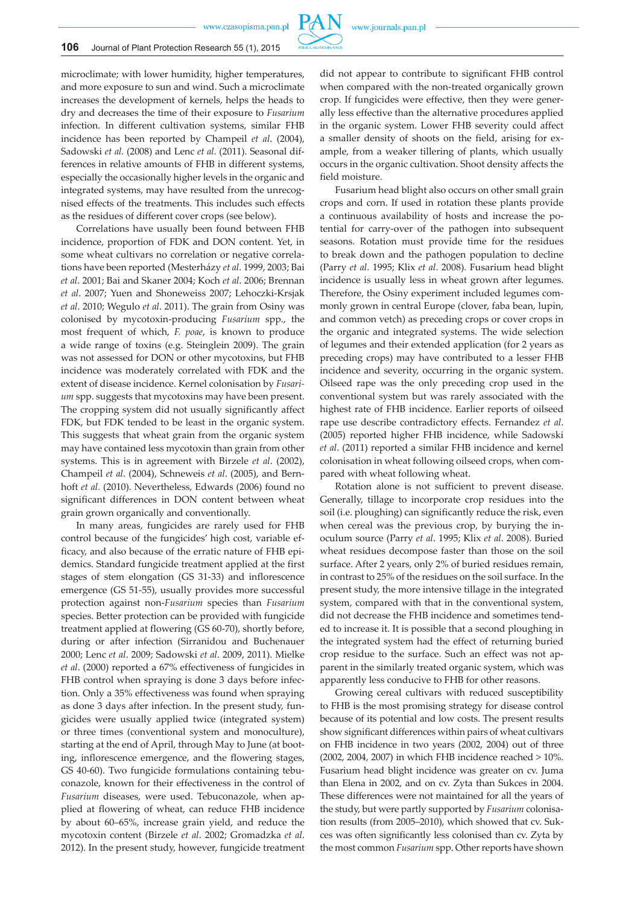microclimate; with lower humidity, higher temperatures, and more exposure to sun and wind. Such a microclimate increases the development of kernels, helps the heads to dry and decreases the time of their exposure to *Fusarium* infection. In different cultivation systems, similar FHB incidence has been reported by Champeil *et al*. (2004), Sadowski *et al*. (2008) and Lenc *et al*. (2011). Seasonal differences in relative amounts of FHB in different systems, especially the occasionally higher levels in the organic and integrated systems, may have resulted from the unrecognised effects of the treatments. This includes such effects as the residues of different cover crops (see below).

Correlations have usually been found between FHB incidence, proportion of FDK and DON content. Yet, in some wheat cultivars no correlation or negative correlations have been reported (Mesterházy *et al*. 1999, 2003; Bai *et al*. 2001; Bai and Skaner 2004; Koch *et al*. 2006; Brennan *et al*. 2007; Yuen and Shoneweiss 2007; Lehoczki-Krsjak *et al*. 2010; Wegulo *et al*. 2011). The grain from Osiny was colonised by mycotoxin-producing *Fusarium* spp., the most frequent of which, *F. poae*, is known to produce a wide range of toxins (e.g. Steinglein 2009). The grain was not assessed for DON or other mycotoxins, but FHB incidence was moderately correlated with FDK and the extent of disease incidence. Kernel colonisation by *Fusarium* spp. suggests that mycotoxins may have been present. The cropping system did not usually significantly affect FDK, but FDK tended to be least in the organic system. This suggests that wheat grain from the organic system may have contained less mycotoxin than grain from other systems. This is in agreement with Birzele *et al*. (2002), Champeil *et al*. (2004), Schneweis *et al*. (2005), and Bernhoft *et al.* (2010). Nevertheless, Edwards (2006) found no significant differences in DON content between wheat grain grown organically and conventionally.

In many areas, fungicides are rarely used for FHB control because of the fungicides' high cost, variable efficacy, and also because of the erratic nature of FHB epidemics. Standard fungicide treatment applied at the first stages of stem elongation (GS 31-33) and inflorescence emergence (GS 51-55), usually provides more successful protection against non-*Fusarium* species than *Fusarium* species. Better protection can be provided with fungicide treatment applied at flowering (GS 60-70), shortly before, during or after infection (Sirranidou and Buchenauer 2000; Lenc *et al*. 2009; Sadowski *et al*. 2009, 2011). Mielke *et al*. (2000) reported a 67% effectiveness of fungicides in FHB control when spraying is done 3 days before infection. Only a 35% effectiveness was found when spraying as done 3 days after infection. In the present study, fungicides were usually applied twice (integrated system) or three times (conventional system and monoculture), starting at the end of April, through May to June (at booting, inflorescence emergence, and the flowering stages, GS 40-60). Two fungicide formulations containing tebuconazole, known for their effectiveness in the control of *Fusarium* diseases, were used. Tebuconazole, when applied at flowering of wheat, can reduce FHB incidence by about 60–65%, increase grain yield, and reduce the mycotoxin content (Birzele *et al.* 2002; Gromadzka *et al*. 2012). In the present study, however, fungicide treatment did not appear to contribute to significant FHB control when compared with the non-treated organically grown crop. If fungicides were effective, then they were generally less effective than the alternative procedures applied in the organic system. Lower FHB severity could affect a smaller density of shoots on the field, arising for example, from a weaker tillering of plants, which usually occurs in the organic cultivation. Shoot density affects the field moisture.

Fusarium head blight also occurs on other small grain crops and corn. If used in rotation these plants provide a continuous availability of hosts and increase the potential for carry-over of the pathogen into subsequent seasons. Rotation must provide time for the residues to break down and the pathogen population to decline (Parry *et al*. 1995; Klix *et al*. 2008). Fusarium head blight incidence is usually less in wheat grown after legumes. Therefore, the Osiny experiment included legumes commonly grown in central Europe (clover, faba bean, lupin, and common vetch) as preceding crops or cover crops in the organic and integrated systems. The wide selection of legumes and their extended application (for 2 years as preceding crops) may have contributed to a lesser FHB incidence and severity, occurring in the organic system. Oilseed rape was the only preceding crop used in the conventional system but was rarely associated with the highest rate of FHB incidence. Earlier reports of oilseed rape use describe contradictory effects. Fernandez *et al*. (2005) reported higher FHB incidence, while Sadowski *et al*. (2011) reported a similar FHB incidence and kernel colonisation in wheat following oilseed crops, when compared with wheat following wheat.

Rotation alone is not sufficient to prevent disease. Generally, tillage to incorporate crop residues into the soil (i.e. ploughing) can significantly reduce the risk, even when cereal was the previous crop, by burying the inoculum source (Parry *et al*. 1995; Klix *et al*. 2008). Buried wheat residues decompose faster than those on the soil surface. After 2 years, only 2% of buried residues remain, in contrast to 25% of the residues on the soil surface. In the present study, the more intensive tillage in the integrated system, compared with that in the conventional system, did not decrease the FHB incidence and sometimes tended to increase it. It is possible that a second ploughing in the integrated system had the effect of returning buried crop residue to the surface. Such an effect was not apparent in the similarly treated organic system, which was apparently less conducive to FHB for other reasons.

Growing cereal cultivars with reduced susceptibility to FHB is the most promising strategy for disease control because of its potential and low costs. The present results show significant differences within pairs of wheat cultivars on FHB incidence in two years (2002, 2004) out of three (2002, 2004, 2007) in which FHB incidence reached > 10%. Fusarium head blight incidence was greater on cv. Juma than Elena in 2002, and on cv. Zyta than Sukces in 2004. These differences were not maintained for all the years of the study, but were partly supported by *Fusarium* colonisation results (from 2005–2010), which showed that cv. Sukces was often significantly less colonised than cv. Zyta by the most common *Fusarium* spp. Other reports have shown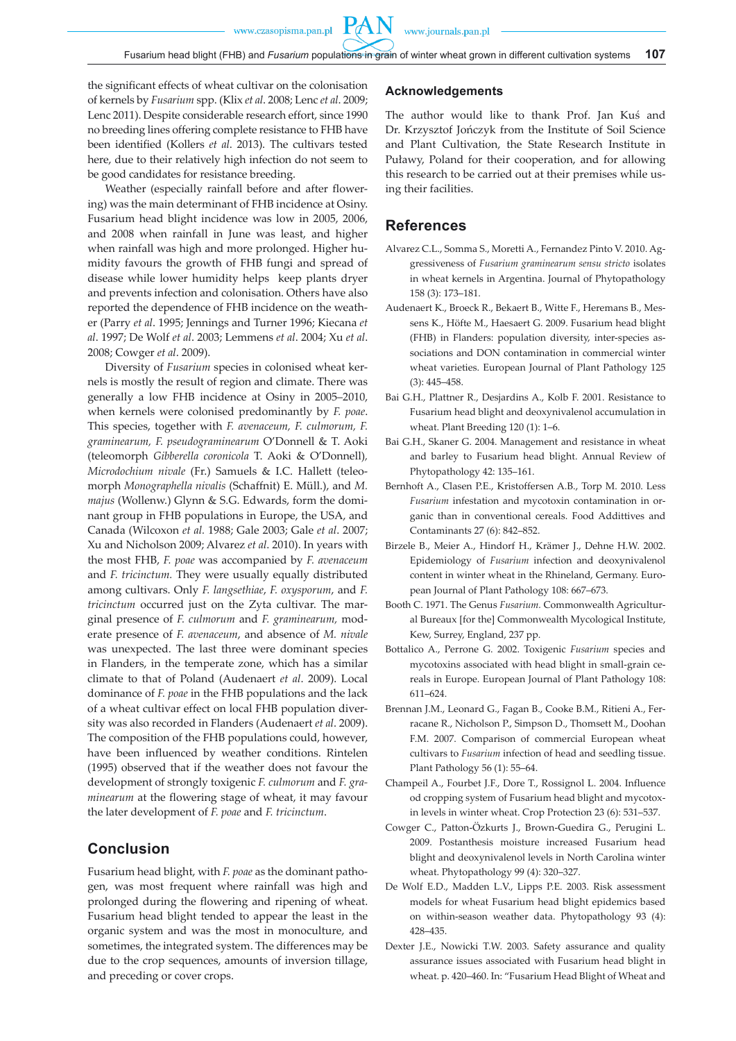the significant effects of wheat cultivar on the colonisation of kernels by *Fusarium* spp. (Klix *et al*. 2008; Lenc *et al*. 2009; Lenc 2011). Despite considerable research effort, since 1990 no breeding lines offering complete resistance to FHB have been identified (Kollers *et al*. 2013). The cultivars tested here, due to their relatively high infection do not seem to be good candidates for resistance breeding.

Weather (especially rainfall before and after flowering) was the main determinant of FHB incidence at Osiny. Fusarium head blight incidence was low in 2005, 2006, and 2008 when rainfall in June was least, and higher when rainfall was high and more prolonged. Higher humidity favours the growth of FHB fungi and spread of disease while lower humidity helps keep plants dryer and prevents infection and colonisation. Others have also reported the dependence of FHB incidence on the weather (Parry *et al*. 1995; Jennings and Turner 1996; Kiecana *et al*. 1997; De Wolf *et al*. 2003; Lemmens *et al*. 2004; Xu *et al*. 2008; Cowger *et al*. 2009).

Diversity of *Fusarium* species in colonised wheat kernels is mostly the result of region and climate. There was generally a low FHB incidence at Osiny in 2005–2010, when kernels were colonised predominantly by *F. poae*. This species, together with *F. avenaceum, F. culmorum, F. graminearum, F. pseudograminearum* O'Donnell & T. Aoki (teleomorph *Gibberella coronicola* T. Aoki & O'Donnell), *Microdochium nivale* (Fr.) Samuels & I.C. Hallett (teleomorph *Monographella nivalis* (Schaffnit) E. Müll.), and *M. majus* (Wollenw.) Glynn & S.G. Edwards, form the dominant group in FHB populations in Europe, the USA, and Canada (Wilcoxon *et al.* 1988; Gale 2003; Gale *et al*. 2007; Xu and Nicholson 2009; Alvarez *et al*. 2010). In years with the most FHB, *F. poae* was accompanied by *F. avenaceum* and *F. tricinctum.* They were usually equally distributed among cultivars. Only *F. langsethiae*, *F. oxysporum*, and *F. tricinctum* occurred just on the Zyta cultivar. The marginal presence of *F. culmorum* and *F. graminearum,* moderate presence of *F. avenaceum*, and absence of *M. nivale* was unexpected. The last three were dominant species in Flanders, in the temperate zone, which has a similar climate to that of Poland (Audenaert *et al*. 2009). Local dominance of *F. poae* in the FHB populations and the lack of a wheat cultivar effect on local FHB population diversity was also recorded in Flanders (Audenaert *et al*. 2009). The composition of the FHB populations could, however, have been influenced by weather conditions. Rintelen (1995) observed that if the weather does not favour the development of strongly toxigenic *F. culmorum* and *F. graminearum* at the flowering stage of wheat, it may favour the later development of *F. poae* and *F. tricinctum*.

## Conclusion

Fusarium head blight, with *F. poae* as the dominant pathogen, was most frequent where rainfall was high and prolonged during the flowering and ripening of wheat. Fusarium head blight tended to appear the least in the organic system and was the most in monoculture, and sometimes, the integrated system. The differences may be due to the crop sequences, amounts of inversion tillage, and preceding or cover crops.

## Acknowledgements

The author would like to thank Prof. Jan Kuś and Dr. Krzysztof Jończyk from the Institute of Soil Science and Plant Cultivation, the State Research Institute in Puławy, Poland for their cooperation, and for allowing this research to be carried out at their premises while using their facilities.

## References

Alvarez C.L., Somma S., Moretti A., Fernandez Pinto V. 2010. Aggressiveness of *Fusarium graminearum sensu stricto* isolates in wheat kernels in Argentina. Journal of Phytopathology 158 (3): 173–181.

Audenaert K., Broeck R., Bekaert B., Witte F., Heremans B., Messens K., Höfte M., Haesaert G. 2009. Fusarium head blight (FHB) in Flanders: population diversity, inter-species associations and DON contamination in commercial winter wheat varieties. European Journal of Plant Pathology 125 (3): 445–458.

Bai G.H., Plattner R., Desjardins A., Kolb F. 2001. Resistance to Fusarium head blight and deoxynivalenol accumulation in wheat. Plant Breeding 120 (1): 1–6.

Bai G.H., Skaner G. 2004. Management and resistance in wheat and barley to Fusarium head blight. Annual Review of Phytopathology 42: 135–161.

Bernhoft A., Clasen P.E., Kristoffersen A.B., Torp M. 2010. Less *Fusarium* infestation and mycotoxin contamination in organic than in conventional cereals. Food Addittives and Contaminants 27 (6): 842–852.

Birzele B., Meier A., Hindorf H., Krämer J., Dehne H.W. 2002. Epidemiology of *Fusarium* infection and deoxynivalenol content in winter wheat in the Rhineland, Germany. European Journal of Plant Pathology 108: 667–673.

Booth C. 1971. The Genus *Fusarium.* Commonwealth Agricultural Bureaux [for the] Commonwealth Mycological Institute, Kew, Surrey, England, 237 pp.

Bottalico A., Perrone G. 2002. Toxigenic *Fusarium* species and mycotoxins associated with head blight in small-grain cereals in Europe. European Journal of Plant Pathology 108: 611–624.

Brennan J.M., Leonard G., Fagan B., Cooke B.M., Ritieni A., Ferracane R., Nicholson P., Simpson D., Thomsett M., Doohan F.M. 2007. Comparison of commercial European wheat cultivars to *Fusarium* infection of head and seedling tissue. Plant Pathology 56 (1): 55–64.

Champeil A., Fourbet J.F., Dore T., Rossignol L. 2004. Influence od cropping system of Fusarium head blight and mycotoxin levels in winter wheat. Crop Protection 23 (6): 531–537.

Cowger C., Patton-Özkurts J., Brown-Guedira G., Perugini L. 2009. Postanthesis moisture increased Fusarium head blight and deoxynivalenol levels in North Carolina winter wheat. Phytopathology 99 (4): 320–327.

De Wolf E.D., Madden L.V., Lipps P.E. 2003. Risk assessment models for wheat Fusarium head blight epidemics based on within-season weather data. Phytopathology 93 (4): 428–435.

Dexter J.E., Nowicki T.W. 2003. Safety assurance and quality assurance issues associated with Fusarium head blight in wheat. p. 420–460. In: "Fusarium Head Blight of Wheat and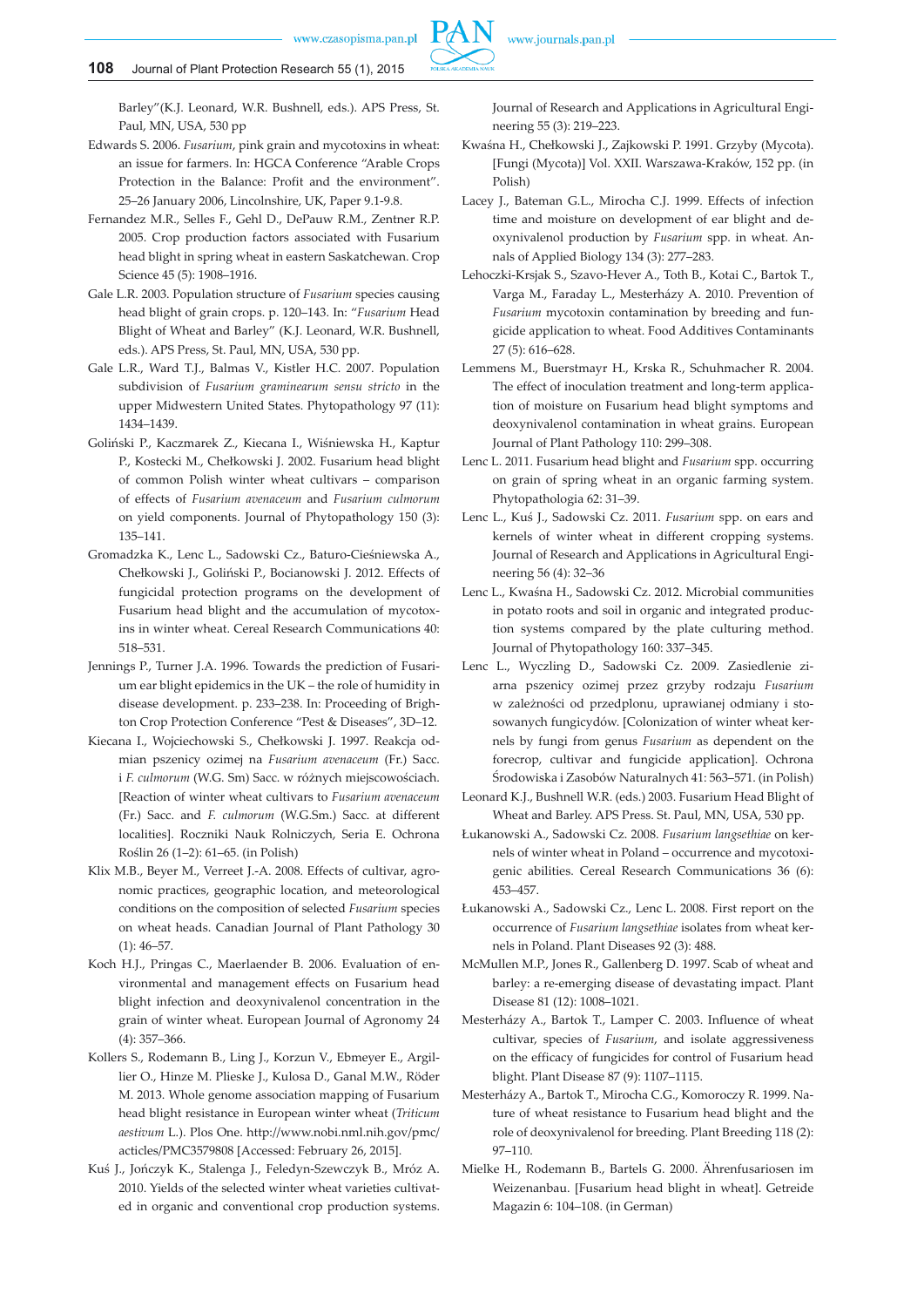Barley"(K.J. Leonard, W.R. Bushnell, eds.). APS Press, St. Paul, MN, USA, 530 pp

Edwards S. 2006. *Fusarium*, pink grain and mycotoxins in wheat: an issue for farmers. In: HGCA Conference "Arable Crops Protection in the Balance: Profit and the environment". 25–26 January 2006, Lincolnshire, UK, Paper 9.1-9.8.

Fernandez M.R., Selles F., Gehl D., DePauw R.M., Zentner R.P. 2005. Crop production factors associated with Fusarium head blight in spring wheat in eastern Saskatchewan. Crop Science 45 (5): 1908–1916.

Gale L.R. 2003. Population structure of *Fusarium* species causing head blight of grain crops. p. 120–143. In: "*Fusarium* Head Blight of Wheat and Barley" (K.J. Leonard, W.R. Bushnell, eds.). APS Press, St. Paul, MN, USA, 530 pp.

Gale L.R., Ward T.J., Balmas V., Kistler H.C. 2007. Population subdivision of *Fusarium graminearum sensu stricto* in the upper Midwestern United States. Phytopathology 97 (11): 1434–1439.

Goliński P., Kaczmarek Z., Kiecana I., Wiśniewska H., Kaptur P., Kostecki M., Chełkowski J. 2002. Fusarium head blight of common Polish winter wheat cultivars – comparison of effects of *Fusarium avenaceum* and *Fusarium culmorum* on yield components. Journal of Phytopathology 150 (3): 135–141.

Gromadzka K., Lenc L., Sadowski Cz., Baturo-Cieśniewska A., Chełkowski J., Goliński P., Bocianowski J. 2012. Effects of fungicidal protection programs on the development of Fusarium head blight and the accumulation of mycotoxins in winter wheat. Cereal Research Communications 40: 518–531.

Jennings P., Turner J.A. 1996. Towards the prediction of Fusarium ear blight epidemics in the UK – the role of humidity in disease development. p. 233–238. In: Proceeding of Brighton Crop Protection Conference "Pest & Diseases", 3D–12.

Kiecana I., Wojciechowski S., Chełkowski J. 1997. Reakcja odmian pszenicy ozimej na *Fusarium avenaceum* (Fr.) Sacc. i *F. culmorum* (W.G. Sm) Sacc. w różnych miejscowościach. [Reaction of winter wheat cultivars to *Fusarium avenaceum* (Fr.) Sacc. and *F. culmorum* (W.G.Sm.) Sacc. at different localities]. Roczniki Nauk Rolniczych, Seria E. Ochrona Roślin 26 (1–2): 61–65. (in Polish)

Klix M.B., Beyer M., Verreet J.-A. 2008. Effects of cultivar, agronomic practices, geographic location, and meteorological conditions on the composition of selected *Fusarium* species on wheat heads. Canadian Journal of Plant Pathology 30 (1): 46–57.

Koch H.J., Pringas C., Maerlaender B. 2006. Evaluation of environmental and management effects on Fusarium head blight infection and deoxynivalenol concentration in the grain of winter wheat. European Journal of Agronomy 24 (4): 357–366.

Kollers S., Rodemann B., Ling J., Korzun V., Ebmeyer E., Argillier O., Hinze M. Plieske J., Kulosa D., Ganal M.W., Röder M. 2013. Whole genome association mapping of Fusarium head blight resistance in European winter wheat (*Triticum aestivum* L.). Plos One. http://www.nobi.nml.nih.gov/pmc/acticles/PMC3579808 [Accessed: February 26, 2015].

Kuś J., Jończyk K., Stalenga J., Feledyn-Szewczyk B., Mróz A. 2010. Yields of the selected winter wheat varieties cultivated in organic and conventional crop production systems. Journal of Research and Applications in Agricultural Engineering 55 (3): 219–223.

Kwaśna H., Chełkowski J., Zajkowski P. 1991. Grzyby (Mycota). [Fungi (Mycota)] Vol. XXII. Warszawa-Kraków, 152 pp. (in Polish)

Lacey J., Bateman G.L., Mirocha C.J. 1999. Effects of infection time and moisture on development of ear blight and deoxynivalenol production by *Fusarium* spp. in wheat. Annals of Applied Biology 134 (3): 277–283.

Lehoczki-Krsjak S., Szavo-Hever A., Toth B., Kotai C., Bartok T., Varga M., Faraday L., Mesterházy A. 2010. Prevention of *Fusarium* mycotoxin contamination by breeding and fungicide application to wheat. Food Additives Contaminants 27 (5): 616–628.

Lemmens M., Buerstmayr H., Krska R., Schuhmacher R. 2004. The effect of inoculation treatment and long-term application of moisture on Fusarium head blight symptoms and deoxynivalenol contamination in wheat grains. European Journal of Plant Pathology 110: 299–308.

Lenc L. 2011. Fusarium head blight and *Fusarium* spp. occurring on grain of spring wheat in an organic farming system. Phytopathologia 62: 31–39.

Lenc L., Kuś J., Sadowski Cz. 2011. *Fusarium* spp. on ears and kernels of winter wheat in different cropping systems. Journal of Research and Applications in Agricultural Engineering 56 (4): 32–36

Lenc L., Kwaśna H., Sadowski Cz. 2012. Microbial communities in potato roots and soil in organic and integrated production systems compared by the plate culturing method. Journal of Phytopathology 160: 337–345.

Lenc L., Wyczling D., Sadowski Cz. 2009. Zasiedlenie ziarna pszenicy ozimej przez grzyby rodzaju *Fusarium* w zależności od przedplonu, uprawianej odmiany i stosowanych fungicydów. [Colonization of winter wheat kernels by fungi from genus *Fusarium* as dependent on the forecrop, cultivar and fungicide application]. Ochrona Środowiska i Zasobów Naturalnych 41: 563–571. (in Polish)

Leonard K.J., Bushnell W.R. (eds.) 2003. Fusarium Head Blight of Wheat and Barley. APS Press. St. Paul, MN, USA, 530 pp.

Łukanowski A., Sadowski Cz. 2008. *Fusarium langsethiae* on kernels of winter wheat in Poland – occurrence and mycotoxigenic abilities. Cereal Research Communications 36 (6): 453–457.

Łukanowski A., Sadowski Cz., Lenc L. 2008. First report on the occurrence of *Fusarium langsethiae* isolates from wheat kernels in Poland. Plant Diseases 92 (3): 488.

McMullen M.P., Jones R., Gallenberg D. 1997. Scab of wheat and barley: a re-emerging disease of devastating impact. Plant Disease 81 (12): 1008–1021.

Mesterházy A., Bartok T., Lamper C. 2003. Influence of wheat cultivar, species of *Fusarium*, and isolate aggressiveness on the efficacy of fungicides for control of Fusarium head blight. Plant Disease 87 (9): 1107–1115.

Mesterházy A., Bartok T., Mirocha C.G., Komoroczy R. 1999. Nature of wheat resistance to Fusarium head blight and the role of deoxynivalenol for breeding. Plant Breeding 118 (2): 97–110.

Mielke H., Rodemann B., Bartels G. 2000. Ährenfusariosen im Weizenanbau. [Fusarium head blight in wheat]. Getreide Magazin 6: 104–108. (in German)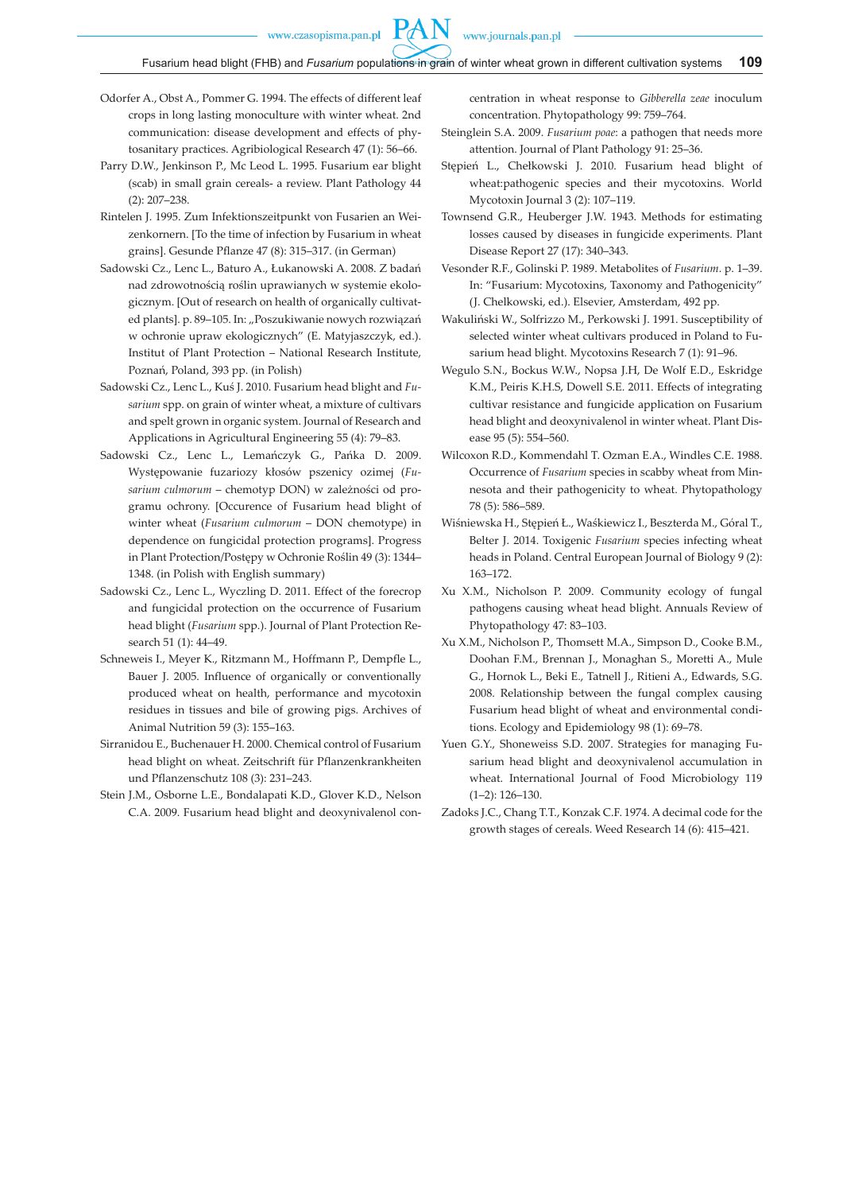Odorfer A., Obst A., Pommer G. 1994. The effects of different leaf crops in long lasting monoculture with winter wheat. 2nd communication: disease development and effects of phytosanitary practices. Agribiological Research 47 (1): 56–66.

Parry D.W., Jenkinson P., Mc Leod L. 1995. Fusarium ear blight (scab) in small grain cereals- a review. Plant Pathology 44 (2): 207–238.

Rintelen J. 1995. Zum Infektionszeitpunkt von Fusarien an Weizenkornern. [To the time of infection by Fusarium in wheat grains]. Gesunde Pflanze 47 (8): 315–317. (in German)

Sadowski Cz., Lenc L., Baturo A., Łukanowski A. 2008. Z badań nad zdrowotnością roślin uprawianych w systemie ekologicznym. [Out of research on health of organically cultivated plants]. p. 89–105. In: „Poszukiwanie nowych rozwiązań w ochronie upraw ekologicznych" (E. Matyjaszczyk, ed.). Institut of Plant Protection – National Research Institute, Poznań, Poland, 393 pp. (in Polish)

Sadowski Cz., Lenc L., Kuś J. 2010. Fusarium head blight and *Fusarium* spp. on grain of winter wheat, a mixture of cultivars and spelt grown in organic system. Journal of Research and Applications in Agricultural Engineering 55 (4): 79–83.

Sadowski Cz., Lenc L., Lemańczyk G., Pańka D. 2009. Występowanie fuzariozy kłosów pszenicy ozimej (*Fusarium culmorum* – chemotyp DON) w zależności od programu ochrony. [Occurence of Fusarium head blight of winter wheat (*Fusarium culmorum* – DON chemotype) in dependence on fungicidal protection programs]. Progress in Plant Protection/Postępy w Ochronie Roślin 49 (3): 1344–1348. (in Polish with English summary)

Sadowski Cz., Lenc L., Wyczling D. 2011. Effect of the forecrop and fungicidal protection on the occurrence of Fusarium head blight (*Fusarium* spp.). Journal of Plant Protection Research 51 (1): 44–49.

Schneweis I., Meyer K., Ritzmann M., Hoffmann P., Dempfle L., Bauer J. 2005. Influence of organically or conventionally produced wheat on health, performance and mycotoxin residues in tissues and bile of growing pigs. Archives of Animal Nutrition 59 (3): 155–163.

Sirranidou E., Buchenauer H. 2000. Chemical control of Fusarium head blight on wheat. Zeitschrift für Pflanzenkrankheiten und Pflanzenschutz 108 (3): 231–243.

Stein J.M., Osborne L.E., Bondalapati K.D., Glover K.D., Nelson C.A. 2009. Fusarium head blight and deoxynivalenol concentration in wheat response to *Gibberella zeae* inoculum concentration. Phytopathology 99: 759–764.

Steinglein S.A. 2009. *Fusarium poae*: a pathogen that needs more attention. Journal of Plant Pathology 91: 25–36.

Stępień L., Chełkowski J. 2010. Fusarium head blight of wheat:pathogenic species and their mycotoxins. World Mycotoxin Journal 3 (2): 107–119.

Townsend G.R., Heuberger J.W. 1943. Methods for estimating losses caused by diseases in fungicide experiments. Plant Disease Report 27 (17): 340–343.

Vesonder R.F., Golinski P. 1989. Metabolites of *Fusarium*. p. 1–39. In: "Fusarium: Mycotoxins, Taxonomy and Pathogenicity" (J. Chelkowski, ed.). Elsevier, Amsterdam, 492 pp.

Wakuliński W., Solfrizzo M., Perkowski J. 1991. Susceptibility of selected winter wheat cultivars produced in Poland to Fusarium head blight. Mycotoxins Research 7 (1): 91–96.

Wegulo S.N., Bockus W.W., Nopsa J.H, De Wolf E.D., Eskridge K.M., Peiris K.H.S, Dowell S.E. 2011. Effects of integrating cultivar resistance and fungicide application on Fusarium head blight and deoxynivalenol in winter wheat. Plant Disease 95 (5): 554–560.

Wilcoxon R.D., Kommendahl T. Ozman E.A., Windles C.E. 1988. Occurrence of *Fusarium* species in scabby wheat from Minnesota and their pathogenicity to wheat. Phytopathology 78 (5): 586–589.

Wiśniewska H., Stępień Ł., Waśkiewicz I., Beszterda M., Góral T., Belter J. 2014. Toxigenic *Fusarium* species infecting wheat heads in Poland. Central European Journal of Biology 9 (2): 163–172.

Xu X.M., Nicholson P. 2009. Community ecology of fungal pathogens causing wheat head blight. Annuals Review of Phytopathology 47: 83–103.

Xu X.M., Nicholson P., Thomsett M.A., Simpson D., Cooke B.M., Doohan F.M., Brennan J., Monaghan S., Moretti A., Mule G., Hornok L., Beki E., Tatnell J., Ritieni A., Edwards, S.G. 2008. Relationship between the fungal complex causing Fusarium head blight of wheat and environmental conditions. Ecology and Epidemiology 98 (1): 69–78.

Yuen G.Y., Shoneweiss S.D. 2007. Strategies for managing Fusarium head blight and deoxynivalenol accumulation in wheat. International Journal of Food Microbiology 119 (1–2): 126–130.

Zadoks J.C., Chang T.T., Konzak C.F. 1974. A decimal code for the growth stages of cereals. Weed Research 14 (6): 415–421.